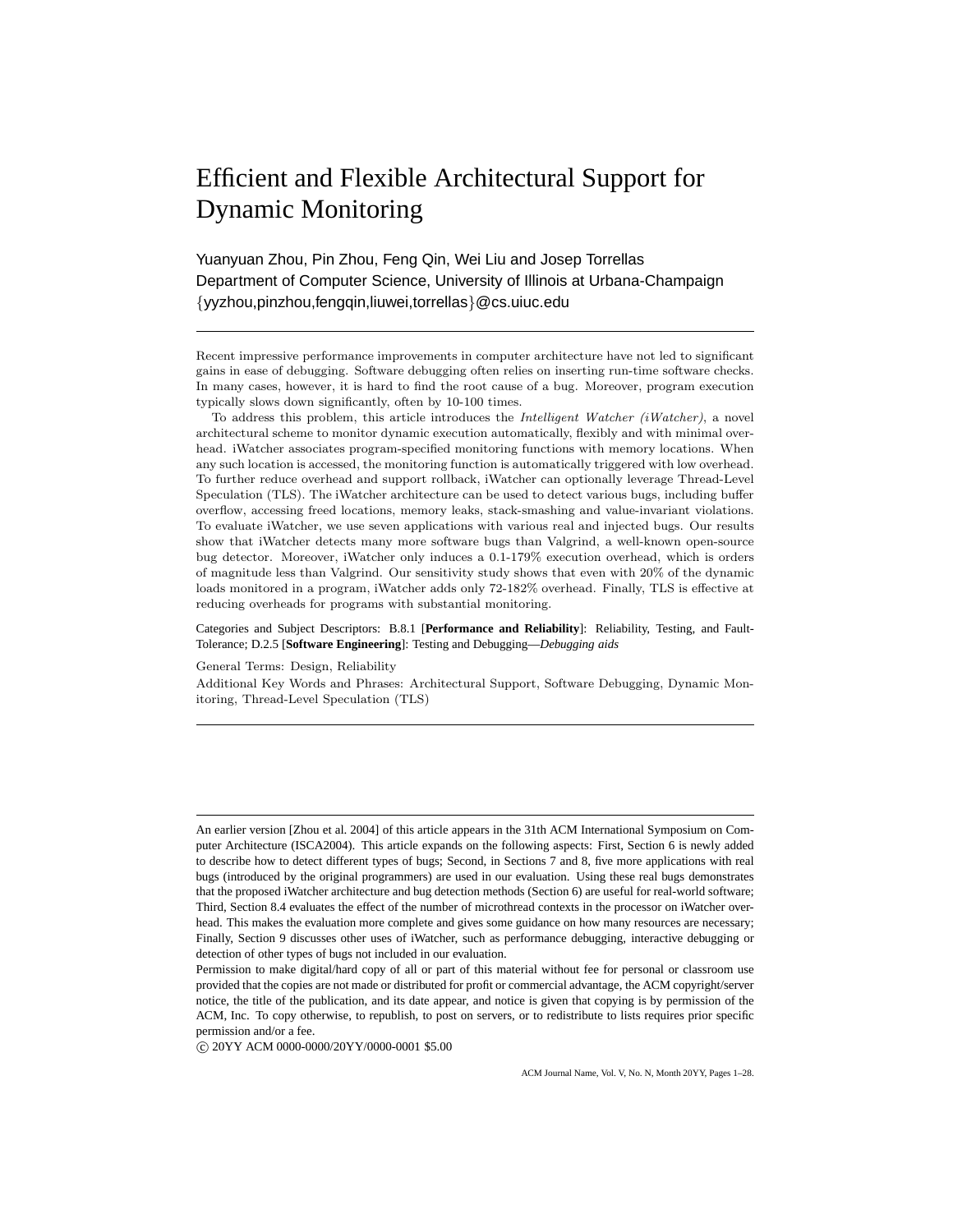# Efficient and Flexible Architectural Support for Dynamic Monitoring

Yuanyuan Zhou, Pin Zhou, Feng Qin, Wei Liu and Josep Torrellas
Department of Computer Science, University of Illinois at Urbana-Champaign
{yyzhou,pinzhou,fengqin,liuwei,torrellas}@cs.uiuc.edu

---

Recent impressive performance improvements in computer architecture have not led to significant gains in ease of debugging. Software debugging often relies on inserting run-time software checks. In many cases, however, it is hard to find the root cause of a bug. Moreover, program execution typically slows down significantly, often by 10-100 times.

To address this problem, this article introduces the *Intelligent Watcher (iWatcher)*, a novel architectural scheme to monitor dynamic execution automatically, flexibly and with minimal overhead. iWatcher associates program-specified monitoring functions with memory locations. When any such location is accessed, the monitoring function is automatically triggered with low overhead. To further reduce overhead and support rollback, iWatcher can optionally leverage Thread-Level Speculation (TLS). The iWatcher architecture can be used to detect various bugs, including buffer overflow, accessing freed locations, memory leaks, stack-smashing and value-invariant violations. To evaluate iWatcher, we use seven applications with various real and injected bugs. Our results show that iWatcher detects many more software bugs than Valgrind, a well-known open-source bug detector. Moreover, iWatcher only induces a 0.1-179% execution overhead, which is orders of magnitude less than Valgrind. Our sensitivity study shows that even with 20% of the dynamic loads monitored in a program, iWatcher adds only 72-182% overhead. Finally, TLS is effective at reducing overheads for programs with substantial monitoring.

Categories and Subject Descriptors: B.8.1 [**Performance and Reliability**]: Reliability, Testing, and Fault-Tolerance; D.2.5 [**Software Engineering**]: Testing and Debugging—*Debugging aids*

General Terms: Design, Reliability

Additional Key Words and Phrases: Architectural Support, Software Debugging, Dynamic Monitoring, Thread-Level Speculation (TLS)

---

An earlier version [Zhou et al. 2004] of this article appears in the 31th ACM International Symposium on Computer Architecture (ISCA2004). This article expands on the following aspects: First, Section 6 is newly added to describe how to detect different types of bugs; Second, in Sections 7 and 8, five more applications with real bugs (introduced by the original programmers) are used in our evaluation. Using these real bugs demonstrates that the proposed iWatcher architecture and bug detection methods (Section 6) are useful for real-world software; Third, Section 8.4 evaluates the effect of the number of microthread contexts in the processor on iWatcher overhead. This makes the evaluation more complete and gives some guidance on how many resources are necessary; Finally, Section 9 discusses other uses of iWatcher, such as performance debugging, interactive debugging or detection of other types of bugs not included in our evaluation.

Permission to make digital/hard copy of all or part of this material without fee for personal or classroom use provided that the copies are not made or distributed for profit or commercial advantage, the ACM copyright/server notice, the title of the publication, and its date appear, and notice is given that copying is by permission of the ACM, Inc. To copy otherwise, to republish, to post on servers, or to redistribute to lists requires prior specific permission and/or a fee.

© 20YY ACM 0000-0000/20YY/0000-0001 $5.00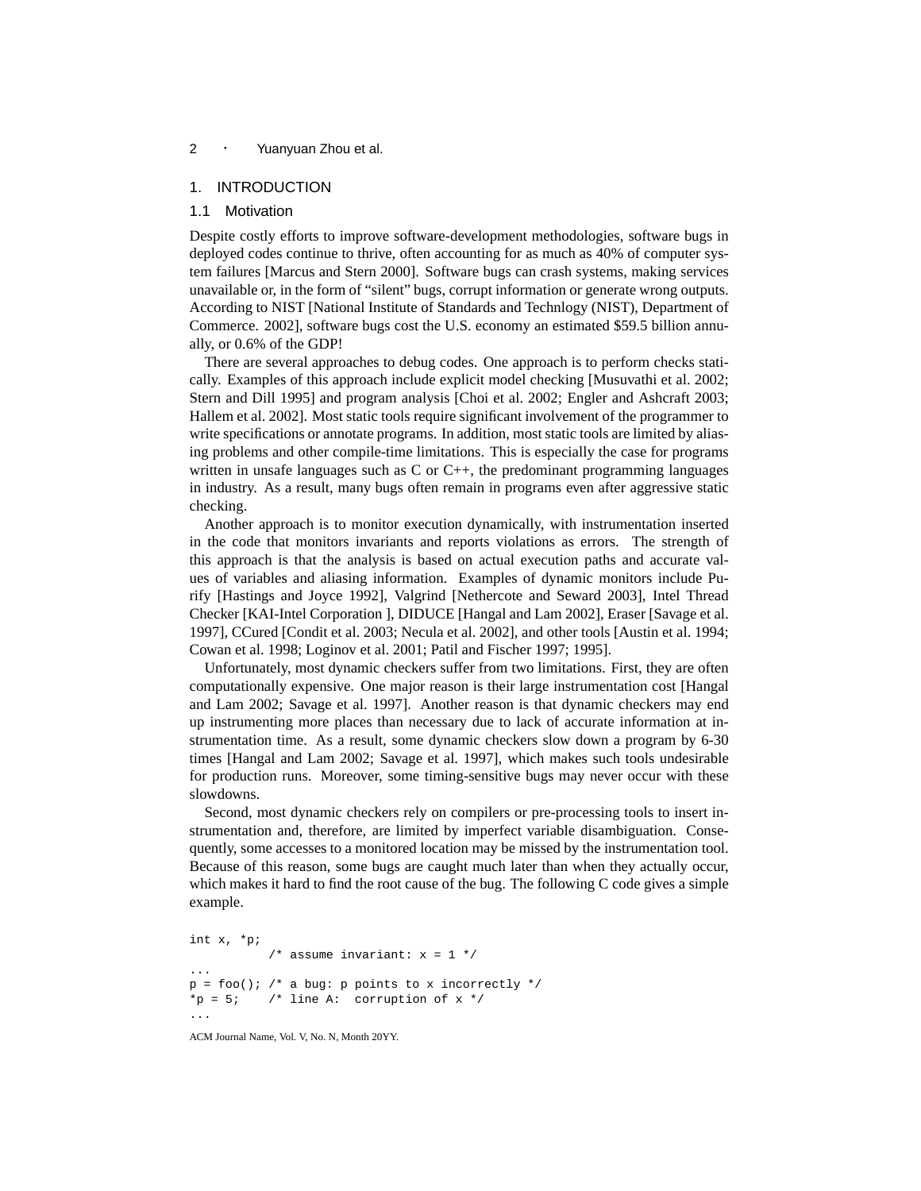## 1. INTRODUCTION

### 1.1 Motivation

Despite costly efforts to improve software-development methodologies, software bugs in deployed codes continue to thrive, often accounting for as much as 40% of computer system failures [Marcus and Stern 2000]. Software bugs can crash systems, making services unavailable or, in the form of "silent" bugs, corrupt information or generate wrong outputs. According to NIST [National Institute of Standards and Technlogy (NIST), Department of Commerce. 2002], software bugs cost the U.S. economy an estimated $59.5 billion annually, or 0.6% of the GDP!

There are several approaches to debug codes. One approach is to perform checks statically. Examples of this approach include explicit model checking [Musuvathi et al. 2002; Stern and Dill 1995] and program analysis [Choi et al. 2002; Engler and Ashcraft 2003; Hallem et al. 2002]. Most static tools require significant involvement of the programmer to write specifications or annotate programs. In addition, most static tools are limited by aliasing problems and other compile-time limitations. This is especially the case for programs written in unsafe languages such as C or C++, the predominant programming languages in industry. As a result, many bugs often remain in programs even after aggressive static checking.

Another approach is to monitor execution dynamically, with instrumentation inserted in the code that monitors invariants and reports violations as errors. The strength of this approach is that the analysis is based on actual execution paths and accurate values of variables and aliasing information. Examples of dynamic monitors include Purify [Hastings and Joyce 1992], Valgrind [Nethercote and Seward 2003], Intel Thread Checker [KAI-Intel Corporation ], DIDUCE [Hangal and Lam 2002], Eraser [Savage et al. 1997], CCured [Condit et al. 2003; Necula et al. 2002], and other tools [Austin et al. 1994; Cowan et al. 1998; Loginov et al. 2001; Patil and Fischer 1997; 1995].

Unfortunately, most dynamic checkers suffer from two limitations. First, they are often computationally expensive. One major reason is their large instrumentation cost [Hangal and Lam 2002; Savage et al. 1997]. Another reason is that dynamic checkers may end up instrumenting more places than necessary due to lack of accurate information at instrumentation time. As a result, some dynamic checkers slow down a program by 6-30 times [Hangal and Lam 2002; Savage et al. 1997], which makes such tools undesirable for production runs. Moreover, some timing-sensitive bugs may never occur with these slowdowns.

Second, most dynamic checkers rely on compilers or pre-processing tools to insert instrumentation and, therefore, are limited by imperfect variable disambiguation. Consequently, some accesses to a monitored location may be missed by the instrumentation tool. Because of this reason, some bugs are caught much later than when they actually occur, which makes it hard to find the root cause of the bug. The following C code gives a simple example.

```
int x, *p;
           /* assume invariant: x = 1 */
...
p = foo(); /* a bug: p points to x incorrectly */
*p = 5;    /* line A:  corruption of x */
...
```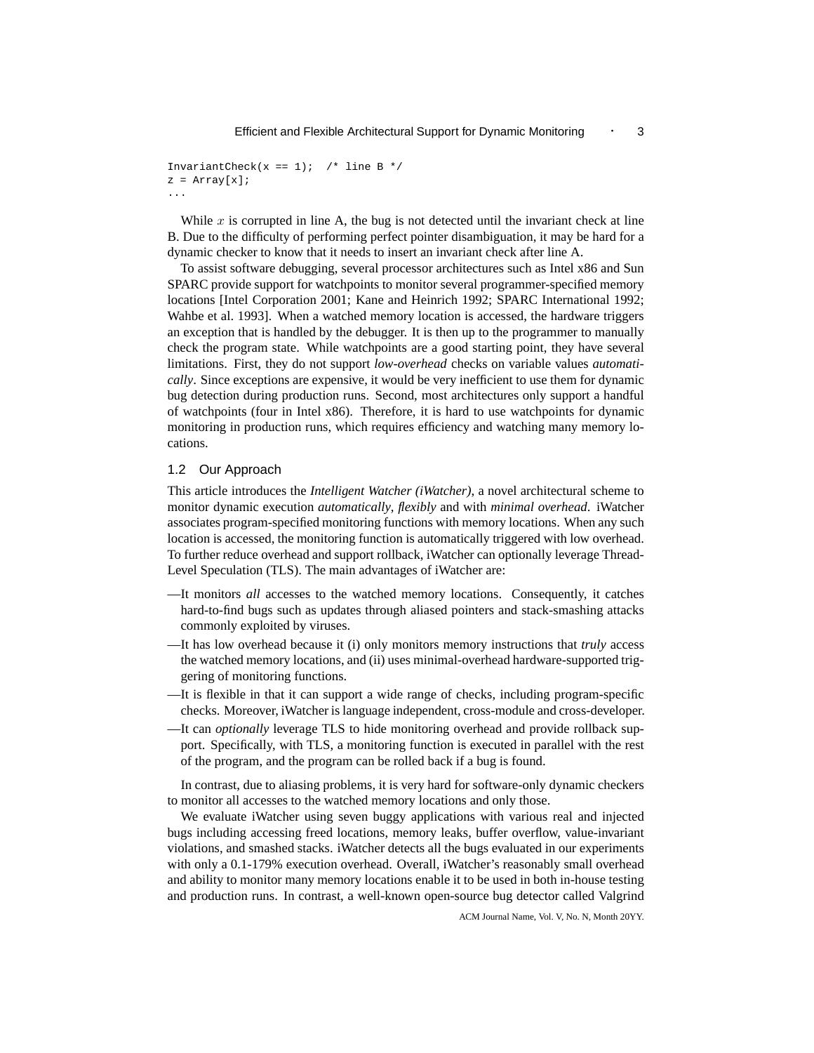```
InvariantCheck(x == 1);  /* line B */
z = Array[x];
...
```

While $x$ is corrupted in line A, the bug is not detected until the invariant check at line B. Due to the difficulty of performing perfect pointer disambiguation, it may be hard for a dynamic checker to know that it needs to insert an invariant check after line A.

To assist software debugging, several processor architectures such as Intel x86 and Sun SPARC provide support for watchpoints to monitor several programmer-specified memory locations [Intel Corporation 2001; Kane and Heinrich 1992; SPARC International 1992; Wahbe et al. 1993]. When a watched memory location is accessed, the hardware triggers an exception that is handled by the debugger. It is then up to the programmer to manually check the program state. While watchpoints are a good starting point, they have several limitations. First, they do not support *low-overhead* checks on variable values *automatically*. Since exceptions are expensive, it would be very inefficient to use them for dynamic bug detection during production runs. Second, most architectures only support a handful of watchpoints (four in Intel x86). Therefore, it is hard to use watchpoints for dynamic monitoring in production runs, which requires efficiency and watching many memory locations.

## 1.2 Our Approach

This article introduces the *Intelligent Watcher (iWatcher)*, a novel architectural scheme to monitor dynamic execution *automatically*, *flexibly* and with *minimal overhead*. iWatcher associates program-specified monitoring functions with memory locations. When any such location is accessed, the monitoring function is automatically triggered with low overhead. To further reduce overhead and support rollback, iWatcher can optionally leverage Thread-Level Speculation (TLS). The main advantages of iWatcher are:

—It monitors *all* accesses to the watched memory locations. Consequently, it catches hard-to-find bugs such as updates through aliased pointers and stack-smashing attacks commonly exploited by viruses.

—It has low overhead because it (i) only monitors memory instructions that *truly* access the watched memory locations, and (ii) uses minimal-overhead hardware-supported triggering of monitoring functions.

—It is flexible in that it can support a wide range of checks, including program-specific checks. Moreover, iWatcher is language independent, cross-module and cross-developer.

—It can *optionally* leverage TLS to hide monitoring overhead and provide rollback support. Specifically, with TLS, a monitoring function is executed in parallel with the rest of the program, and the program can be rolled back if a bug is found.

In contrast, due to aliasing problems, it is very hard for software-only dynamic checkers to monitor all accesses to the watched memory locations and only those.

We evaluate iWatcher using seven buggy applications with various real and injected bugs including accessing freed locations, memory leaks, buffer overflow, value-invariant violations, and smashed stacks. iWatcher detects all the bugs evaluated in our experiments with only a 0.1-179% execution overhead. Overall, iWatcher's reasonably small overhead and ability to monitor many memory locations enable it to be used in both in-house testing and production runs. In contrast, a well-known open-source bug detector called Valgrind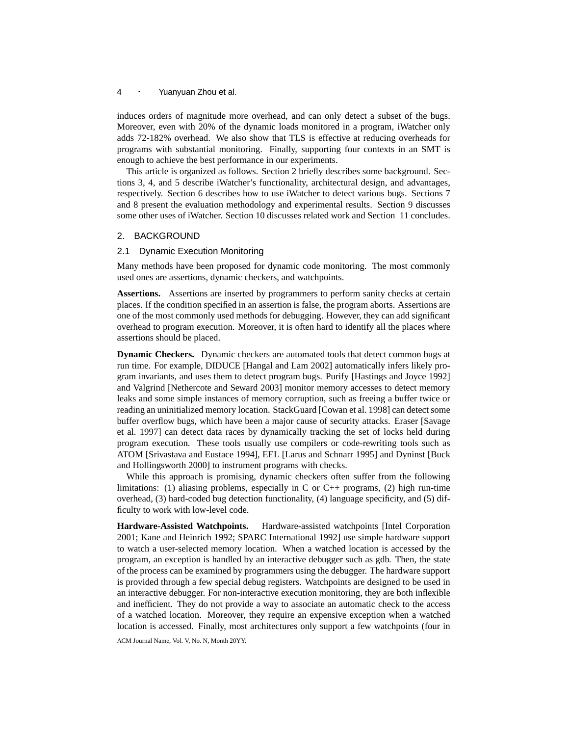induces orders of magnitude more overhead, and can only detect a subset of the bugs. Moreover, even with 20% of the dynamic loads monitored in a program, iWatcher only adds 72-182% overhead. We also show that TLS is effective at reducing overheads for programs with substantial monitoring. Finally, supporting four contexts in an SMT is enough to achieve the best performance in our experiments.

This article is organized as follows. Section 2 briefly describes some background. Sections 3, 4, and 5 describe iWatcher's functionality, architectural design, and advantages, respectively. Section 6 describes how to use iWatcher to detect various bugs. Sections 7 and 8 present the evaluation methodology and experimental results. Section 9 discusses some other uses of iWatcher. Section 10 discusses related work and Section 11 concludes.

## 2. BACKGROUND

### 2.1 Dynamic Execution Monitoring

Many methods have been proposed for dynamic code monitoring. The most commonly used ones are assertions, dynamic checkers, and watchpoints.

**Assertions.** Assertions are inserted by programmers to perform sanity checks at certain places. If the condition specified in an assertion is false, the program aborts. Assertions are one of the most commonly used methods for debugging. However, they can add significant overhead to program execution. Moreover, it is often hard to identify all the places where assertions should be placed.

**Dynamic Checkers.** Dynamic checkers are automated tools that detect common bugs at run time. For example, DIDUCE [Hangal and Lam 2002] automatically infers likely program invariants, and uses them to detect program bugs. Purify [Hastings and Joyce 1992] and Valgrind [Nethercote and Seward 2003] monitor memory accesses to detect memory leaks and some simple instances of memory corruption, such as freeing a buffer twice or reading an uninitialized memory location. StackGuard [Cowan et al. 1998] can detect some buffer overflow bugs, which have been a major cause of security attacks. Eraser [Savage et al. 1997] can detect data races by dynamically tracking the set of locks held during program execution. These tools usually use compilers or code-rewriting tools such as ATOM [Srivastava and Eustace 1994], EEL [Larus and Schnarr 1995] and Dyninst [Buck and Hollingsworth 2000] to instrument programs with checks.

While this approach is promising, dynamic checkers often suffer from the following limitations: (1) aliasing problems, especially in C or C++ programs, (2) high run-time overhead, (3) hard-coded bug detection functionality, (4) language specificity, and (5) difficulty to work with low-level code.

**Hardware-Assisted Watchpoints.** Hardware-assisted watchpoints [Intel Corporation 2001; Kane and Heinrich 1992; SPARC International 1992] use simple hardware support to watch a user-selected memory location. When a watched location is accessed by the program, an exception is handled by an interactive debugger such as gdb. Then, the state of the process can be examined by programmers using the debugger. The hardware support is provided through a few special debug registers. Watchpoints are designed to be used in an interactive debugger. For non-interactive execution monitoring, they are both inflexible and inefficient. They do not provide a way to associate an automatic check to the access of a watched location. Moreover, they require an expensive exception when a watched location is accessed. Finally, most architectures only support a few watchpoints (four in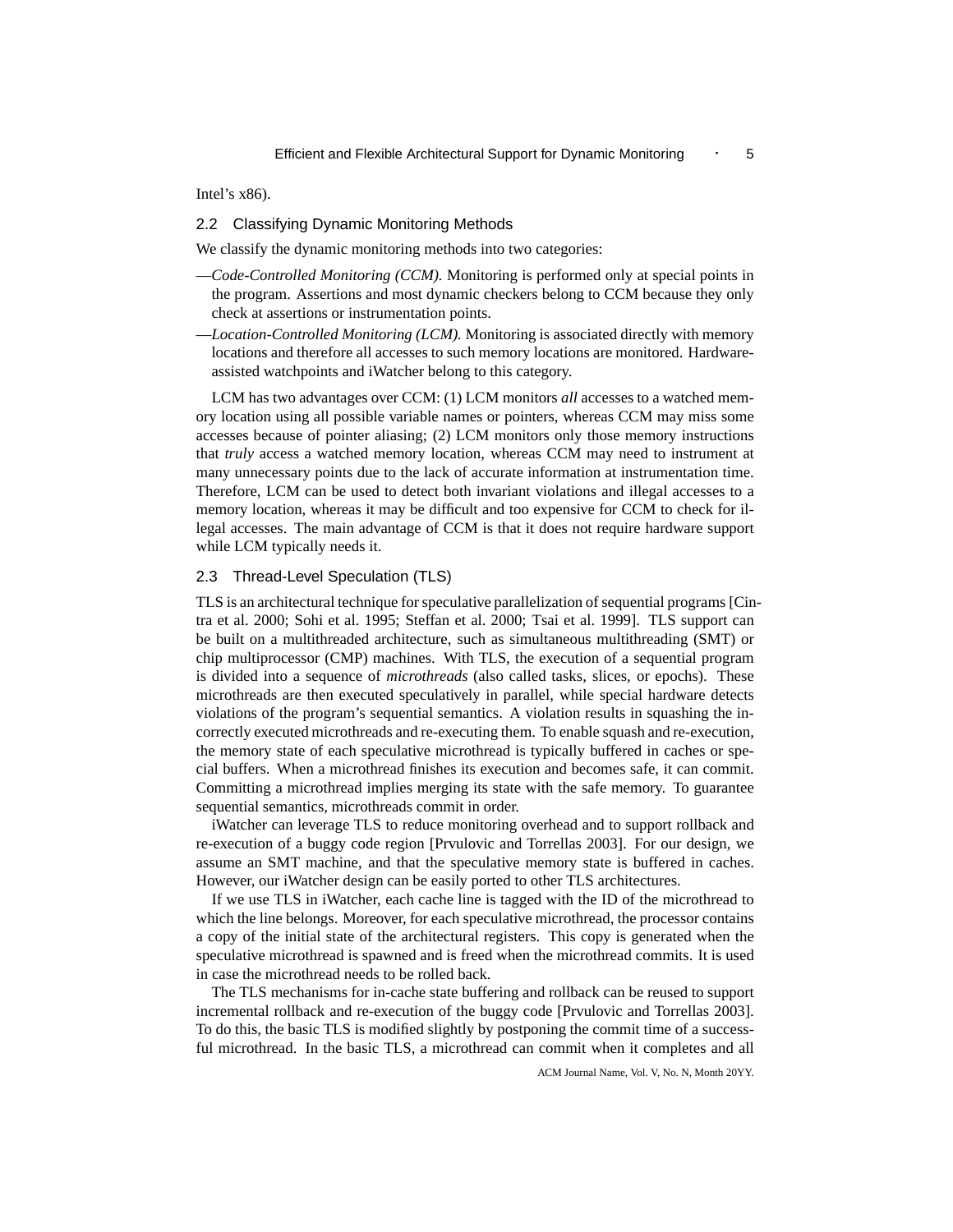Intel's x86).

## 2.2 Classifying Dynamic Monitoring Methods

We classify the dynamic monitoring methods into two categories:

—*Code-Controlled Monitoring (CCM).* Monitoring is performed only at special points in the program. Assertions and most dynamic checkers belong to CCM because they only check at assertions or instrumentation points.

—*Location-Controlled Monitoring (LCM).* Monitoring is associated directly with memory locations and therefore all accesses to such memory locations are monitored. Hardware-assisted watchpoints and iWatcher belong to this category.

LCM has two advantages over CCM: (1) LCM monitors *all* accesses to a watched memory location using all possible variable names or pointers, whereas CCM may miss some accesses because of pointer aliasing; (2) LCM monitors only those memory instructions that *truly* access a watched memory location, whereas CCM may need to instrument at many unnecessary points due to the lack of accurate information at instrumentation time. Therefore, LCM can be used to detect both invariant violations and illegal accesses to a memory location, whereas it may be difficult and too expensive for CCM to check for illegal accesses. The main advantage of CCM is that it does not require hardware support while LCM typically needs it.

## 2.3 Thread-Level Speculation (TLS)

TLS is an architectural technique for speculative parallelization of sequential programs [Cintra et al. 2000; Sohi et al. 1995; Steffan et al. 2000; Tsai et al. 1999]. TLS support can be built on a multithreaded architecture, such as simultaneous multithreading (SMT) or chip multiprocessor (CMP) machines. With TLS, the execution of a sequential program is divided into a sequence of *microthreads* (also called tasks, slices, or epochs). These microthreads are then executed speculatively in parallel, while special hardware detects violations of the program's sequential semantics. A violation results in squashing the incorrectly executed microthreads and re-executing them. To enable squash and re-execution, the memory state of each speculative microthread is typically buffered in caches or special buffers. When a microthread finishes its execution and becomes safe, it can commit. Committing a microthread implies merging its state with the safe memory. To guarantee sequential semantics, microthreads commit in order.

iWatcher can leverage TLS to reduce monitoring overhead and to support rollback and re-execution of a buggy code region [Prvulovic and Torrellas 2003]. For our design, we assume an SMT machine, and that the speculative memory state is buffered in caches. However, our iWatcher design can be easily ported to other TLS architectures.

If we use TLS in iWatcher, each cache line is tagged with the ID of the microthread to which the line belongs. Moreover, for each speculative microthread, the processor contains a copy of the initial state of the architectural registers. This copy is generated when the speculative microthread is spawned and is freed when the microthread commits. It is used in case the microthread needs to be rolled back.

The TLS mechanisms for in-cache state buffering and rollback can be reused to support incremental rollback and re-execution of the buggy code [Prvulovic and Torrellas 2003]. To do this, the basic TLS is modified slightly by postponing the commit time of a successful microthread. In the basic TLS, a microthread can commit when it completes and all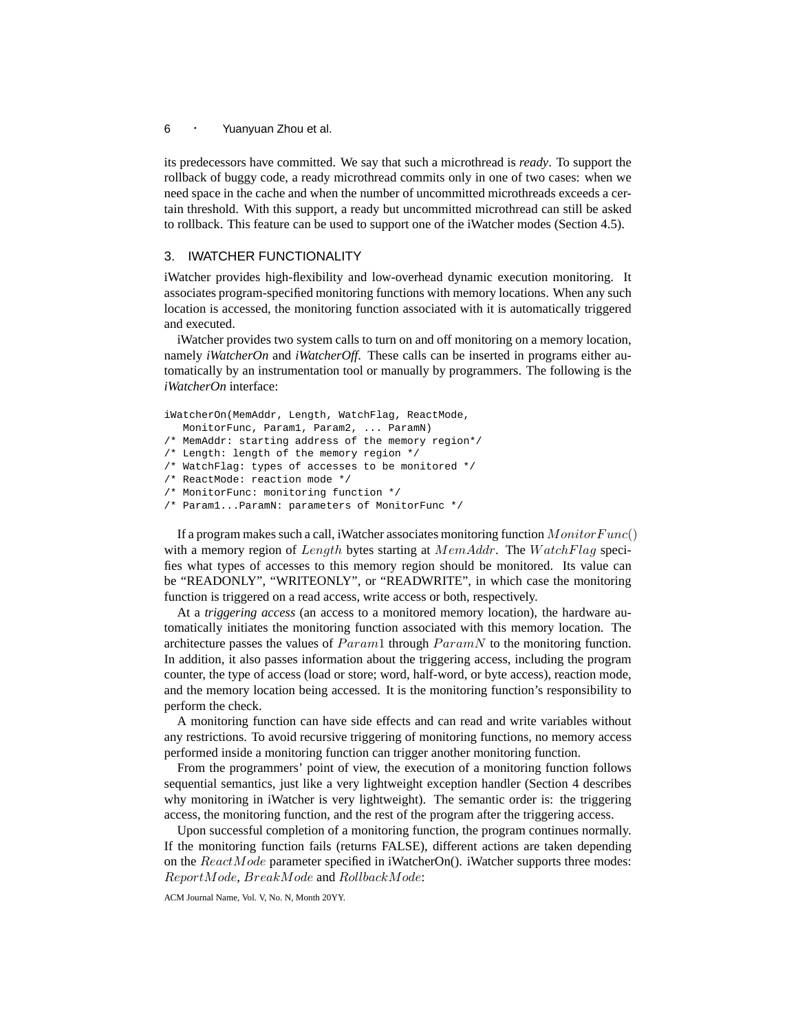its predecessors have committed. We say that such a microthread is *ready*. To support the rollback of buggy code, a ready microthread commits only in one of two cases: when we need space in the cache and when the number of uncommitted microthreads exceeds a certain threshold. With this support, a ready but uncommitted microthread can still be asked to rollback. This feature can be used to support one of the iWatcher modes (Section 4.5).

## 3. IWATCHER FUNCTIONALITY

iWatcher provides high-flexibility and low-overhead dynamic execution monitoring. It associates program-specified monitoring functions with memory locations. When any such location is accessed, the monitoring function associated with it is automatically triggered and executed.

iWatcher provides two system calls to turn on and off monitoring on a memory location, namely *iWatcherOn* and *iWatcherOff*. These calls can be inserted in programs either automatically by an instrumentation tool or manually by programmers. The following is the *iWatcherOn* interface:

```
iWatcherOn(MemAddr, Length, WatchFlag, ReactMode,
   MonitorFunc, Param1, Param2, ... ParamN)
/* MemAddr: starting address of the memory region*/
/* Length: length of the memory region */
/* WatchFlag: types of accesses to be monitored */
/* ReactMode: reaction mode */
/* MonitorFunc: monitoring function */
/* Param1...ParamN: parameters of MonitorFunc */
```

If a program makes such a call, iWatcher associates monitoring function $MonitorFunc()$ with a memory region of $Length$ bytes starting at $MemAddr$. The $WatchFlag$ specifies what types of accesses to this memory region should be monitored. Its value can be "READONLY", "WRITEONLY", or "READWRITE", in which case the monitoring function is triggered on a read access, write access or both, respectively.

At a *triggering access* (an access to a monitored memory location), the hardware automatically initiates the monitoring function associated with this memory location. The architecture passes the values of $Param1$ through $ParamN$ to the monitoring function. In addition, it also passes information about the triggering access, including the program counter, the type of access (load or store; word, half-word, or byte access), reaction mode, and the memory location being accessed. It is the monitoring function's responsibility to perform the check.

A monitoring function can have side effects and can read and write variables without any restrictions. To avoid recursive triggering of monitoring functions, no memory access performed inside a monitoring function can trigger another monitoring function.

From the programmers' point of view, the execution of a monitoring function follows sequential semantics, just like a very lightweight exception handler (Section 4 describes why monitoring in iWatcher is very lightweight). The semantic order is: the triggering access, the monitoring function, and the rest of the program after the triggering access.

Upon successful completion of a monitoring function, the program continues normally. If the monitoring function fails (returns FALSE), different actions are taken depending on the $ReactMode$ parameter specified in iWatcherOn(). iWatcher supports three modes: $ReportMode$, $BreakMode$ and $RollbackMode$: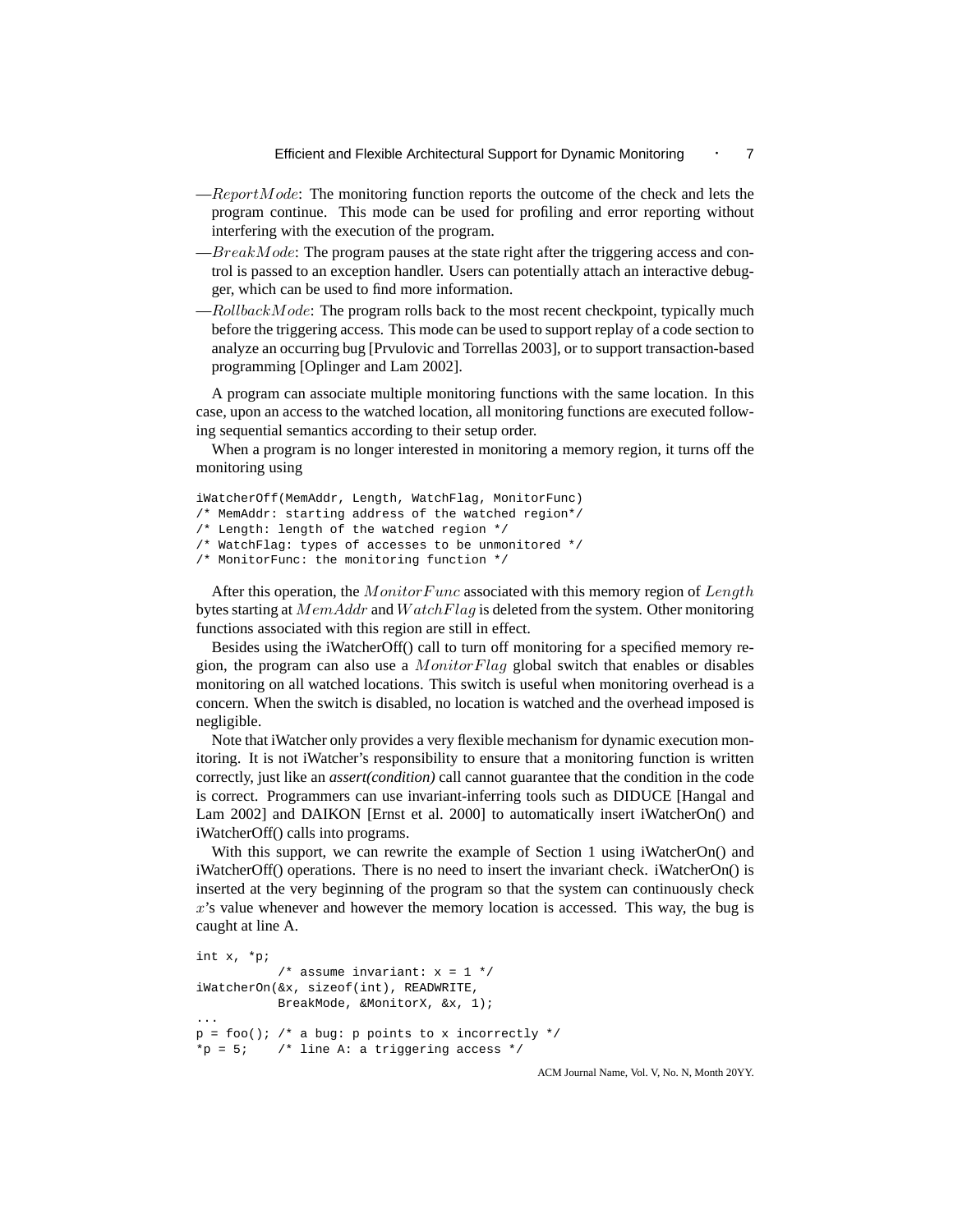—$ReportMode$: The monitoring function reports the outcome of the check and lets the program continue. This mode can be used for profiling and error reporting without interfering with the execution of the program.

—$BreakMode$: The program pauses at the state right after the triggering access and control is passed to an exception handler. Users can potentially attach an interactive debugger, which can be used to find more information.

—$RollbackMode$: The program rolls back to the most recent checkpoint, typically much before the triggering access. This mode can be used to support replay of a code section to analyze an occurring bug [Prvulovic and Torrellas 2003], or to support transaction-based programming [Oplinger and Lam 2002].

A program can associate multiple monitoring functions with the same location. In this case, upon an access to the watched location, all monitoring functions are executed following sequential semantics according to their setup order.

When a program is no longer interested in monitoring a memory region, it turns off the monitoring using

```
iWatcherOff(MemAddr, Length, WatchFlag, MonitorFunc)
/* MemAddr: starting address of the watched region*/
/* Length: length of the watched region */
/* WatchFlag: types of accesses to be unmonitored */
/* MonitorFunc: the monitoring function */
```

After this operation, the $MonitorFunc$ associated with this memory region of $Length$ bytes starting at $MemAddr$ and $WatchFlag$ is deleted from the system. Other monitoring functions associated with this region are still in effect.

Besides using the iWatcherOff() call to turn off monitoring for a specified memory region, the program can also use a $MonitorFlag$ global switch that enables or disables monitoring on all watched locations. This switch is useful when monitoring overhead is a concern. When the switch is disabled, no location is watched and the overhead imposed is negligible.

Note that iWatcher only provides a very flexible mechanism for dynamic execution monitoring. It is not iWatcher's responsibility to ensure that a monitoring function is written correctly, just like an ***assert(condition)*** call cannot guarantee that the condition in the code is correct. Programmers can use invariant-inferring tools such as DIDUCE [Hangal and Lam 2002] and DAIKON [Ernst et al. 2000] to automatically insert iWatcherOn() and iWatcherOff() calls into programs.

With this support, we can rewrite the example of Section 1 using iWatcherOn() and iWatcherOff() operations. There is no need to insert the invariant check. iWatcherOn() is inserted at the very beginning of the program so that the system can continuously check $x$'s value whenever and however the memory location is accessed. This way, the bug is caught at line A.

```
int x, *p;
           /* assume invariant: x = 1 */
iWatcherOn(&x, sizeof(int), READWRITE,
           BreakMode, &MonitorX, &x, 1);
...
p = foo(); /* a bug: p points to x incorrectly */
*p = 5;    /* line A: a triggering access */
```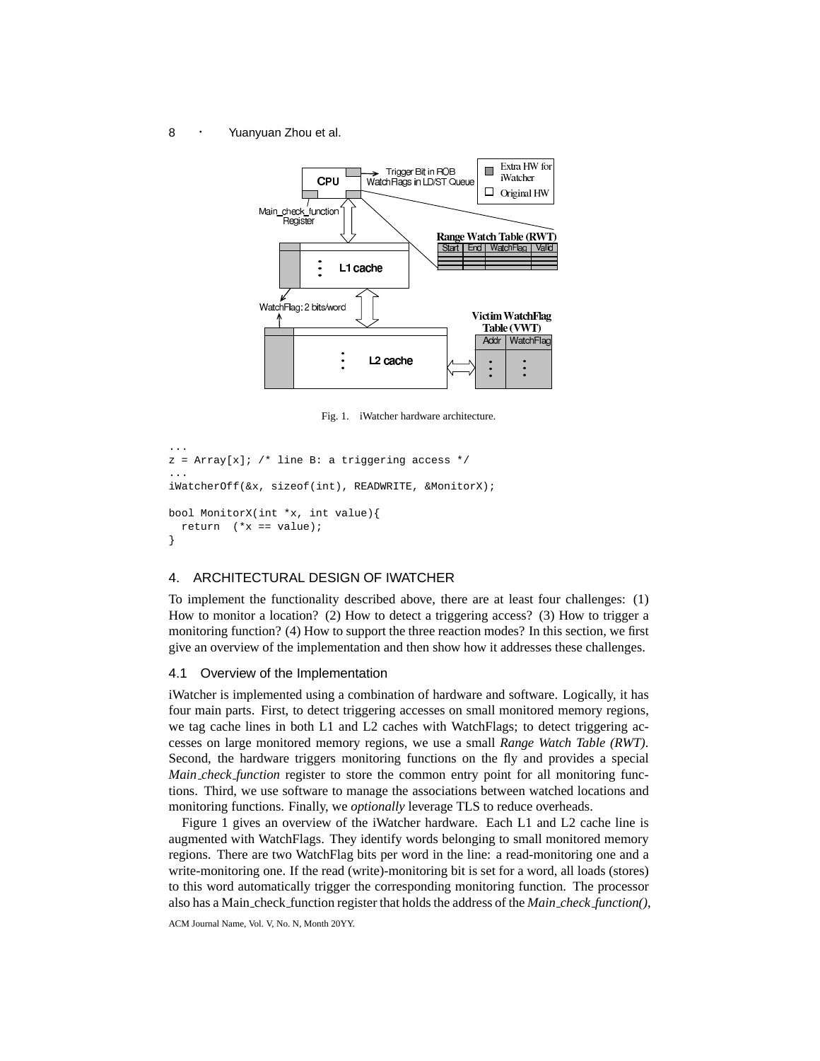Fig. 1. iWatcher hardware architecture.

```
...
z = Array[x]; /* line B: a triggering access */
...
iWatcherOff(&x, sizeof(int), READWRITE, &MonitorX);

bool MonitorX(int *x, int value){
  return  (*x == value);
}
```

## 4. ARCHITECTURAL DESIGN OF IWATCHER

To implement the functionality described above, there are at least four challenges: (1) How to monitor a location? (2) How to detect a triggering access? (3) How to trigger a monitoring function? (4) How to support the three reaction modes? In this section, we first give an overview of the implementation and then show how it addresses these challenges.

### 4.1 Overview of the Implementation

iWatcher is implemented using a combination of hardware and software. Logically, it has four main parts. First, to detect triggering accesses on small monitored memory regions, we tag cache lines in both L1 and L2 caches with WatchFlags; to detect triggering accesses on large monitored memory regions, we use a small *Range Watch Table (RWT)*. Second, the hardware triggers monitoring functions on the fly and provides a special *Main_check_function* register to store the common entry point for all monitoring functions. Third, we use software to manage the associations between watched locations and monitoring functions. Finally, we *optionally* leverage TLS to reduce overheads.

Figure 1 gives an overview of the iWatcher hardware. Each L1 and L2 cache line is augmented with WatchFlags. They identify words belonging to small monitored memory regions. There are two WatchFlag bits per word in the line: a read-monitoring one and a write-monitoring one. If the read (write)-monitoring bit is set for a word, all loads (stores) to this word automatically trigger the corresponding monitoring function. The processor also has a Main_check_function register that holds the address of the *Main_check_function()*,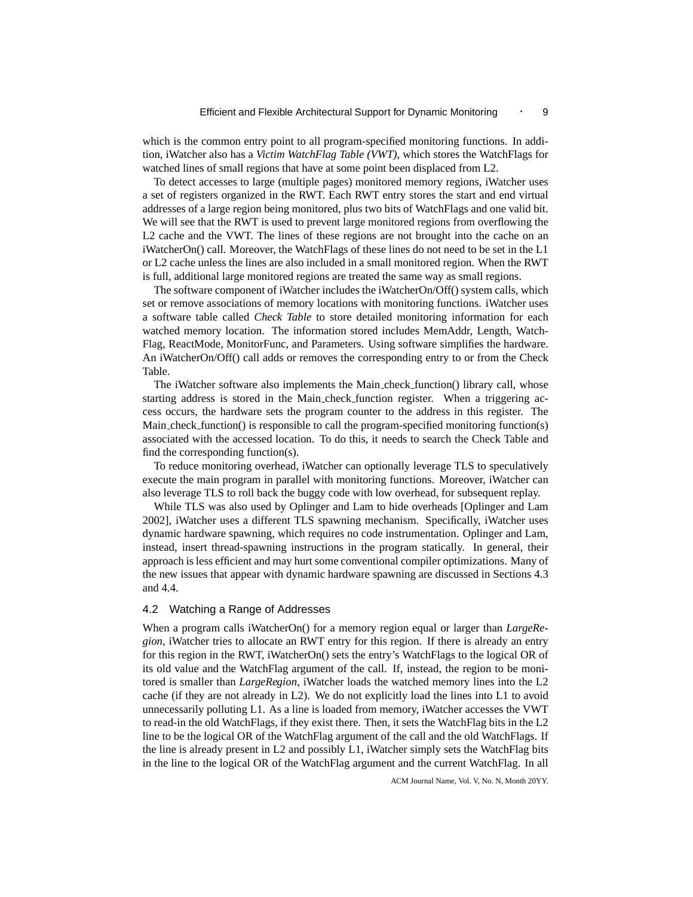which is the common entry point to all program-specified monitoring functions. In addition, iWatcher also has a *Victim WatchFlag Table (VWT)*, which stores the WatchFlags for watched lines of small regions that have at some point been displaced from L2.

To detect accesses to large (multiple pages) monitored memory regions, iWatcher uses a set of registers organized in the RWT. Each RWT entry stores the start and end virtual addresses of a large region being monitored, plus two bits of WatchFlags and one valid bit. We will see that the RWT is used to prevent large monitored regions from overflowing the L2 cache and the VWT. The lines of these regions are not brought into the cache on an iWatcherOn() call. Moreover, the WatchFlags of these lines do not need to be set in the L1 or L2 cache unless the lines are also included in a small monitored region. When the RWT is full, additional large monitored regions are treated the same way as small regions.

The software component of iWatcher includes the iWatcherOn/Off() system calls, which set or remove associations of memory locations with monitoring functions. iWatcher uses a software table called *Check Table* to store detailed monitoring information for each watched memory location. The information stored includes MemAddr, Length, WatchFlag, ReactMode, MonitorFunc, and Parameters. Using software simplifies the hardware. An iWatcherOn/Off() call adds or removes the corresponding entry to or from the Check Table.

The iWatcher software also implements the Main_check_function() library call, whose starting address is stored in the Main_check_function register. When a triggering access occurs, the hardware sets the program counter to the address in this register. The Main_check_function() is responsible to call the program-specified monitoring function(s) associated with the accessed location. To do this, it needs to search the Check Table and find the corresponding function(s).

To reduce monitoring overhead, iWatcher can optionally leverage TLS to speculatively execute the main program in parallel with monitoring functions. Moreover, iWatcher can also leverage TLS to roll back the buggy code with low overhead, for subsequent replay.

While TLS was also used by Oplinger and Lam to hide overheads [Oplinger and Lam 2002], iWatcher uses a different TLS spawning mechanism. Specifically, iWatcher uses dynamic hardware spawning, which requires no code instrumentation. Oplinger and Lam, instead, insert thread-spawning instructions in the program statically. In general, their approach is less efficient and may hurt some conventional compiler optimizations. Many of the new issues that appear with dynamic hardware spawning are discussed in Sections 4.3 and 4.4.

### 4.2 Watching a Range of Addresses

When a program calls iWatcherOn() for a memory region equal or larger than *LargeRegion*, iWatcher tries to allocate an RWT entry for this region. If there is already an entry for this region in the RWT, iWatcherOn() sets the entry's WatchFlags to the logical OR of its old value and the WatchFlag argument of the call. If, instead, the region to be monitored is smaller than *LargeRegion*, iWatcher loads the watched memory lines into the L2 cache (if they are not already in L2). We do not explicitly load the lines into L1 to avoid unnecessarily polluting L1. As a line is loaded from memory, iWatcher accesses the VWT to read-in the old WatchFlags, if they exist there. Then, it sets the WatchFlag bits in the L2 line to be the logical OR of the WatchFlag argument of the call and the old WatchFlags. If the line is already present in L2 and possibly L1, iWatcher simply sets the WatchFlag bits in the line to the logical OR of the WatchFlag argument and the current WatchFlag. In all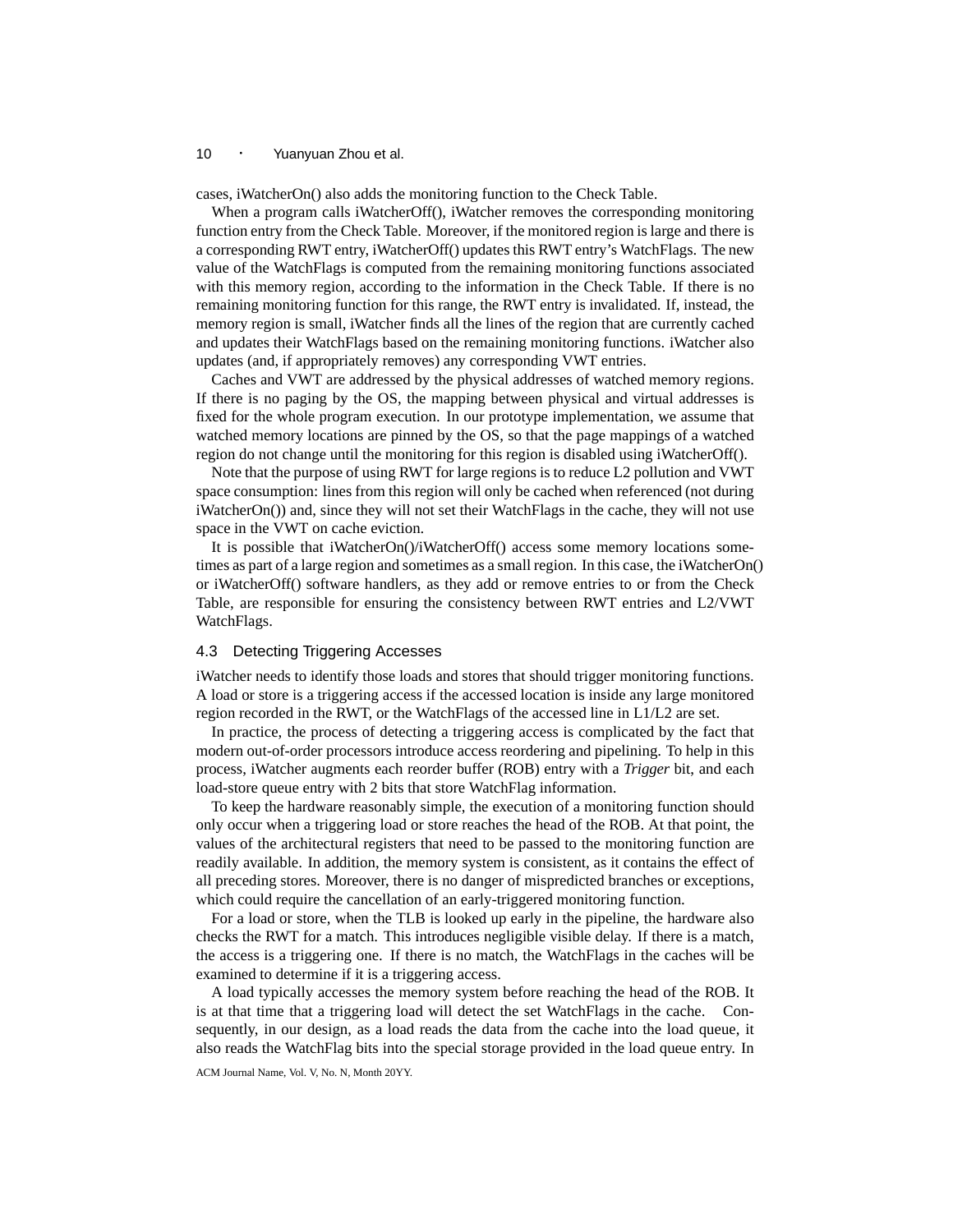cases, iWatcherOn() also adds the monitoring function to the Check Table.

When a program calls iWatcherOff(), iWatcher removes the corresponding monitoring function entry from the Check Table. Moreover, if the monitored region is large and there is a corresponding RWT entry, iWatcherOff() updates this RWT entry's WatchFlags. The new value of the WatchFlags is computed from the remaining monitoring functions associated with this memory region, according to the information in the Check Table. If there is no remaining monitoring function for this range, the RWT entry is invalidated. If, instead, the memory region is small, iWatcher finds all the lines of the region that are currently cached and updates their WatchFlags based on the remaining monitoring functions. iWatcher also updates (and, if appropriately removes) any corresponding VWT entries.

Caches and VWT are addressed by the physical addresses of watched memory regions. If there is no paging by the OS, the mapping between physical and virtual addresses is fixed for the whole program execution. In our prototype implementation, we assume that watched memory locations are pinned by the OS, so that the page mappings of a watched region do not change until the monitoring for this region is disabled using iWatcherOff().

Note that the purpose of using RWT for large regions is to reduce L2 pollution and VWT space consumption: lines from this region will only be cached when referenced (not during iWatcherOn()) and, since they will not set their WatchFlags in the cache, they will not use space in the VWT on cache eviction.

It is possible that iWatcherOn()/iWatcherOff() access some memory locations sometimes as part of a large region and sometimes as a small region. In this case, the iWatcherOn() or iWatcherOff() software handlers, as they add or remove entries to or from the Check Table, are responsible for ensuring the consistency between RWT entries and L2/VWT WatchFlags.

### 4.3 Detecting Triggering Accesses

iWatcher needs to identify those loads and stores that should trigger monitoring functions. A load or store is a triggering access if the accessed location is inside any large monitored region recorded in the RWT, or the WatchFlags of the accessed line in L1/L2 are set.

In practice, the process of detecting a triggering access is complicated by the fact that modern out-of-order processors introduce access reordering and pipelining. To help in this process, iWatcher augments each reorder buffer (ROB) entry with a *Trigger* bit, and each load-store queue entry with 2 bits that store WatchFlag information.

To keep the hardware reasonably simple, the execution of a monitoring function should only occur when a triggering load or store reaches the head of the ROB. At that point, the values of the architectural registers that need to be passed to the monitoring function are readily available. In addition, the memory system is consistent, as it contains the effect of all preceding stores. Moreover, there is no danger of mispredicted branches or exceptions, which could require the cancellation of an early-triggered monitoring function.

For a load or store, when the TLB is looked up early in the pipeline, the hardware also checks the RWT for a match. This introduces negligible visible delay. If there is a match, the access is a triggering one. If there is no match, the WatchFlags in the caches will be examined to determine if it is a triggering access.

A load typically accesses the memory system before reaching the head of the ROB. It is at that time that a triggering load will detect the set WatchFlags in the cache. Consequently, in our design, as a load reads the data from the cache into the load queue, it also reads the WatchFlag bits into the special storage provided in the load queue entry. In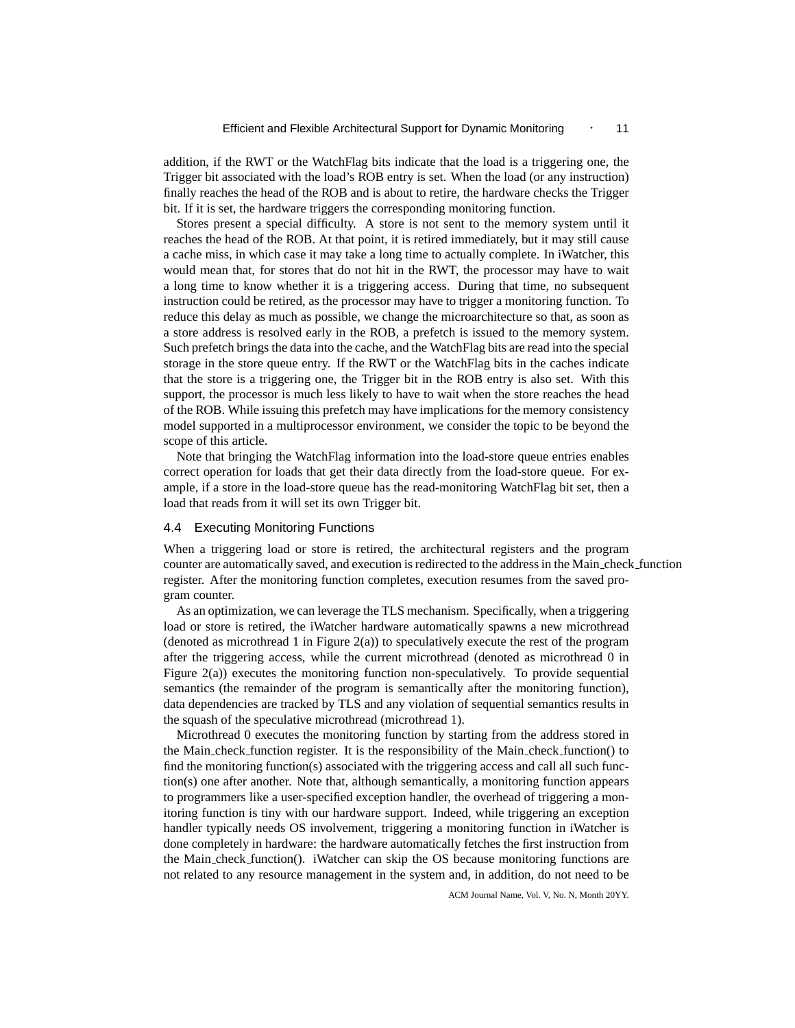addition, if the RWT or the WatchFlag bits indicate that the load is a triggering one, the Trigger bit associated with the load's ROB entry is set. When the load (or any instruction) finally reaches the head of the ROB and is about to retire, the hardware checks the Trigger bit. If it is set, the hardware triggers the corresponding monitoring function.

Stores present a special difficulty. A store is not sent to the memory system until it reaches the head of the ROB. At that point, it is retired immediately, but it may still cause a cache miss, in which case it may take a long time to actually complete. In iWatcher, this would mean that, for stores that do not hit in the RWT, the processor may have to wait a long time to know whether it is a triggering access. During that time, no subsequent instruction could be retired, as the processor may have to trigger a monitoring function. To reduce this delay as much as possible, we change the microarchitecture so that, as soon as a store address is resolved early in the ROB, a prefetch is issued to the memory system. Such prefetch brings the data into the cache, and the WatchFlag bits are read into the special storage in the store queue entry. If the RWT or the WatchFlag bits in the caches indicate that the store is a triggering one, the Trigger bit in the ROB entry is also set. With this support, the processor is much less likely to have to wait when the store reaches the head of the ROB. While issuing this prefetch may have implications for the memory consistency model supported in a multiprocessor environment, we consider the topic to be beyond the scope of this article.

Note that bringing the WatchFlag information into the load-store queue entries enables correct operation for loads that get their data directly from the load-store queue. For example, if a store in the load-store queue has the read-monitoring WatchFlag bit set, then a load that reads from it will set its own Trigger bit.

### 4.4 Executing Monitoring Functions

When a triggering load or store is retired, the architectural registers and the program counter are automatically saved, and execution is redirected to the address in the Main_check_function register. After the monitoring function completes, execution resumes from the saved program counter.

As an optimization, we can leverage the TLS mechanism. Specifically, when a triggering load or store is retired, the iWatcher hardware automatically spawns a new microthread (denoted as microthread 1 in Figure 2(a)) to speculatively execute the rest of the program after the triggering access, while the current microthread (denoted as microthread 0 in Figure 2(a)) executes the monitoring function non-speculatively. To provide sequential semantics (the remainder of the program is semantically after the monitoring function), data dependencies are tracked by TLS and any violation of sequential semantics results in the squash of the speculative microthread (microthread 1).

Microthread 0 executes the monitoring function by starting from the address stored in the Main_check_function register. It is the responsibility of the Main_check_function() to find the monitoring function(s) associated with the triggering access and call all such function(s) one after another. Note that, although semantically, a monitoring function appears to programmers like a user-specified exception handler, the overhead of triggering a monitoring function is tiny with our hardware support. Indeed, while triggering an exception handler typically needs OS involvement, triggering a monitoring function in iWatcher is done completely in hardware: the hardware automatically fetches the first instruction from the Main_check_function(). iWatcher can skip the OS because monitoring functions are not related to any resource management in the system and, in addition, do not need to be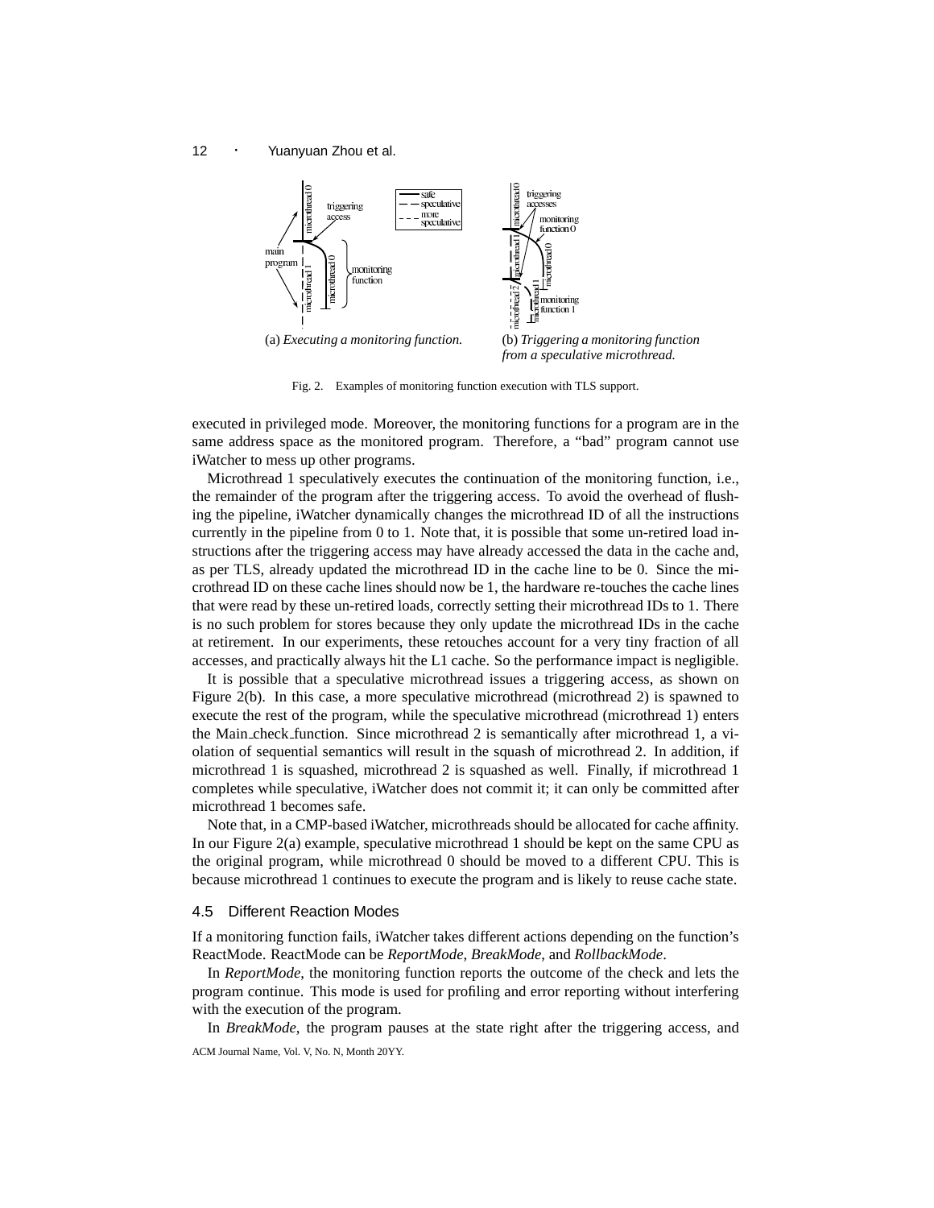(a) *Executing a monitoring function.*

(b) *Triggering a monitoring function from a speculative microthread.*

Fig. 2. Examples of monitoring function execution with TLS support.

executed in privileged mode. Moreover, the monitoring functions for a program are in the same address space as the monitored program. Therefore, a “bad” program cannot use iWatcher to mess up other programs.

Microthread 1 speculatively executes the continuation of the monitoring function, i.e., the remainder of the program after the triggering access. To avoid the overhead of flushing the pipeline, iWatcher dynamically changes the microthread ID of all the instructions currently in the pipeline from 0 to 1. Note that, it is possible that some un-retired load instructions after the triggering access may have already accessed the data in the cache and, as per TLS, already updated the microthread ID in the cache line to be 0. Since the microthread ID on these cache lines should now be 1, the hardware re-touches the cache lines that were read by these un-retired loads, correctly setting their microthread IDs to 1. There is no such problem for stores because they only update the microthread IDs in the cache at retirement. In our experiments, these retouches account for a very tiny fraction of all accesses, and practically always hit the L1 cache. So the performance impact is negligible.

It is possible that a speculative microthread issues a triggering access, as shown on Figure 2(b). In this case, a more speculative microthread (microthread 2) is spawned to execute the rest of the program, while the speculative microthread (microthread 1) enters the Main_check_function. Since microthread 2 is semantically after microthread 1, a violation of sequential semantics will result in the squash of microthread 2. In addition, if microthread 1 is squashed, microthread 2 is squashed as well. Finally, if microthread 1 completes while speculative, iWatcher does not commit it; it can only be committed after microthread 1 becomes safe.

Note that, in a CMP-based iWatcher, microthreads should be allocated for cache affinity. In our Figure 2(a) example, speculative microthread 1 should be kept on the same CPU as the original program, while microthread 0 should be moved to a different CPU. This is because microthread 1 continues to execute the program and is likely to reuse cache state.

### 4.5 Different Reaction Modes

If a monitoring function fails, iWatcher takes different actions depending on the function’s ReactMode. ReactMode can be *ReportMode*, *BreakMode*, and *RollbackMode*.

In *ReportMode*, the monitoring function reports the outcome of the check and lets the program continue. This mode is used for profiling and error reporting without interfering with the execution of the program.

In *BreakMode*, the program pauses at the state right after the triggering access, and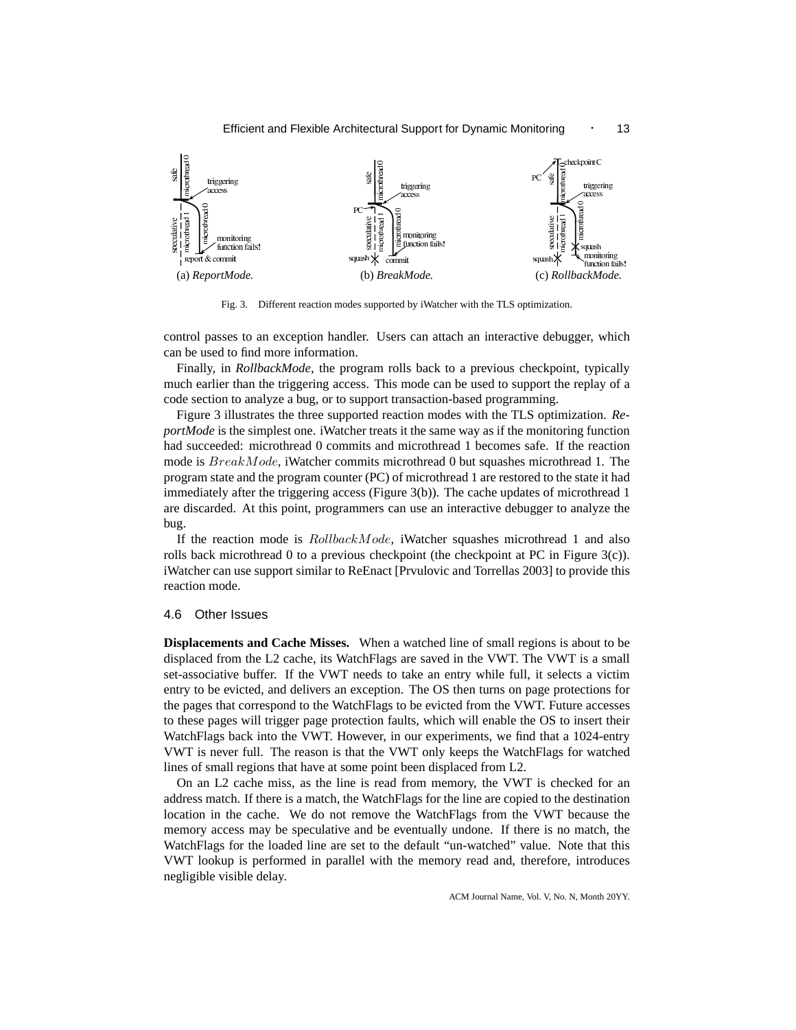Fig. 3. Different reaction modes supported by iWatcher with the TLS optimization.

control passes to an exception handler. Users can attach an interactive debugger, which can be used to find more information.

Finally, in *RollbackMode*, the program rolls back to a previous checkpoint, typically much earlier than the triggering access. This mode can be used to support the replay of a code section to analyze a bug, or to support transaction-based programming.

Figure 3 illustrates the three supported reaction modes with the TLS optimization. *ReportMode* is the simplest one. iWatcher treats it the same way as if the monitoring function had succeeded: microthread 0 commits and microthread 1 becomes safe. If the reaction mode is $BreakMode$, iWatcher commits microthread 0 but squashes microthread 1. The program state and the program counter (PC) of microthread 1 are restored to the state it had immediately after the triggering access (Figure 3(b)). The cache updates of microthread 1 are discarded. At this point, programmers can use an interactive debugger to analyze the bug.

If the reaction mode is $RollbackMode$, iWatcher squashes microthread 1 and also rolls back microthread 0 to a previous checkpoint (the checkpoint at PC in Figure 3(c)). iWatcher can use support similar to ReEnact [Prvulovic and Torrellas 2003] to provide this reaction mode.

## 4.6 Other Issues

**Displacements and Cache Misses.** When a watched line of small regions is about to be displaced from the L2 cache, its WatchFlags are saved in the VWT. The VWT is a small set-associative buffer. If the VWT needs to take an entry while full, it selects a victim entry to be evicted, and delivers an exception. The OS then turns on page protections for the pages that correspond to the WatchFlags to be evicted from the VWT. Future accesses to these pages will trigger page protection faults, which will enable the OS to insert their WatchFlags back into the VWT. However, in our experiments, we find that a 1024-entry VWT is never full. The reason is that the VWT only keeps the WatchFlags for watched lines of small regions that have at some point been displaced from L2.

On an L2 cache miss, as the line is read from memory, the VWT is checked for an address match. If there is a match, the WatchFlags for the line are copied to the destination location in the cache. We do not remove the WatchFlags from the VWT because the memory access may be speculative and be eventually undone. If there is no match, the WatchFlags for the loaded line are set to the default "un-watched" value. Note that this VWT lookup is performed in parallel with the memory read and, therefore, introduces negligible visible delay.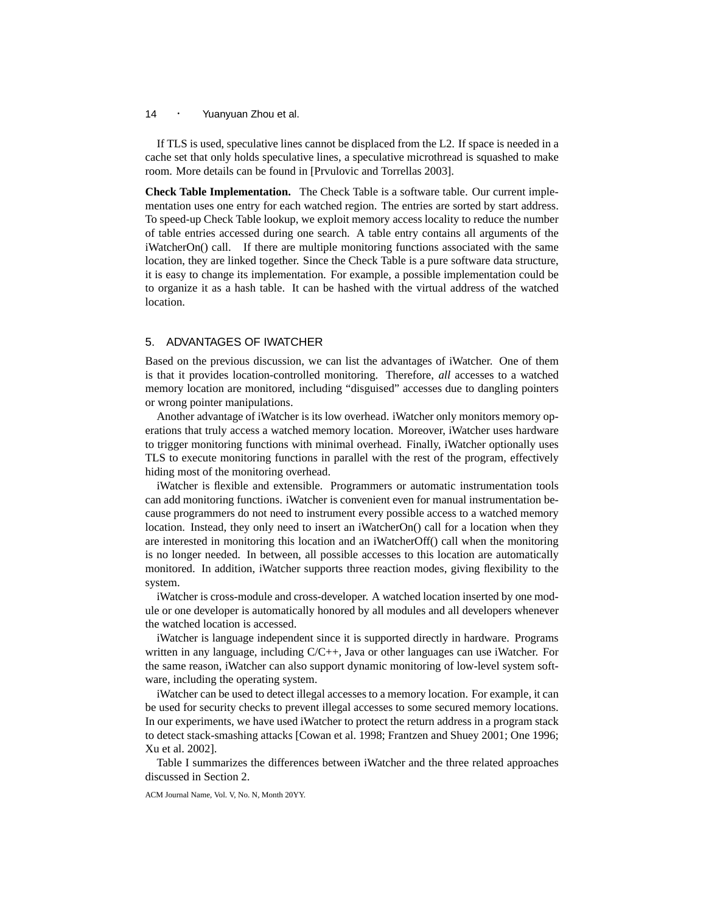If TLS is used, speculative lines cannot be displaced from the L2. If space is needed in a cache set that only holds speculative lines, a speculative microthread is squashed to make room. More details can be found in [Prvulovic and Torrellas 2003].

**Check Table Implementation.** The Check Table is a software table. Our current implementation uses one entry for each watched region. The entries are sorted by start address. To speed-up Check Table lookup, we exploit memory access locality to reduce the number of table entries accessed during one search. A table entry contains all arguments of the iWatcherOn() call. If there are multiple monitoring functions associated with the same location, they are linked together. Since the Check Table is a pure software data structure, it is easy to change its implementation. For example, a possible implementation could be to organize it as a hash table. It can be hashed with the virtual address of the watched location.

## 5. ADVANTAGES OF IWATCHER

Based on the previous discussion, we can list the advantages of iWatcher. One of them is that it provides location-controlled monitoring. Therefore, *all* accesses to a watched memory location are monitored, including "disguised" accesses due to dangling pointers or wrong pointer manipulations.

Another advantage of iWatcher is its low overhead. iWatcher only monitors memory operations that truly access a watched memory location. Moreover, iWatcher uses hardware to trigger monitoring functions with minimal overhead. Finally, iWatcher optionally uses TLS to execute monitoring functions in parallel with the rest of the program, effectively hiding most of the monitoring overhead.

iWatcher is flexible and extensible. Programmers or automatic instrumentation tools can add monitoring functions. iWatcher is convenient even for manual instrumentation because programmers do not need to instrument every possible access to a watched memory location. Instead, they only need to insert an iWatcherOn() call for a location when they are interested in monitoring this location and an iWatcherOff() call when the monitoring is no longer needed. In between, all possible accesses to this location are automatically monitored. In addition, iWatcher supports three reaction modes, giving flexibility to the system.

iWatcher is cross-module and cross-developer. A watched location inserted by one module or one developer is automatically honored by all modules and all developers whenever the watched location is accessed.

iWatcher is language independent since it is supported directly in hardware. Programs written in any language, including C/C++, Java or other languages can use iWatcher. For the same reason, iWatcher can also support dynamic monitoring of low-level system software, including the operating system.

iWatcher can be used to detect illegal accesses to a memory location. For example, it can be used for security checks to prevent illegal accesses to some secured memory locations. In our experiments, we have used iWatcher to protect the return address in a program stack to detect stack-smashing attacks [Cowan et al. 1998; Frantzen and Shuey 2001; One 1996; Xu et al. 2002].

Table I summarizes the differences between iWatcher and the three related approaches discussed in Section 2.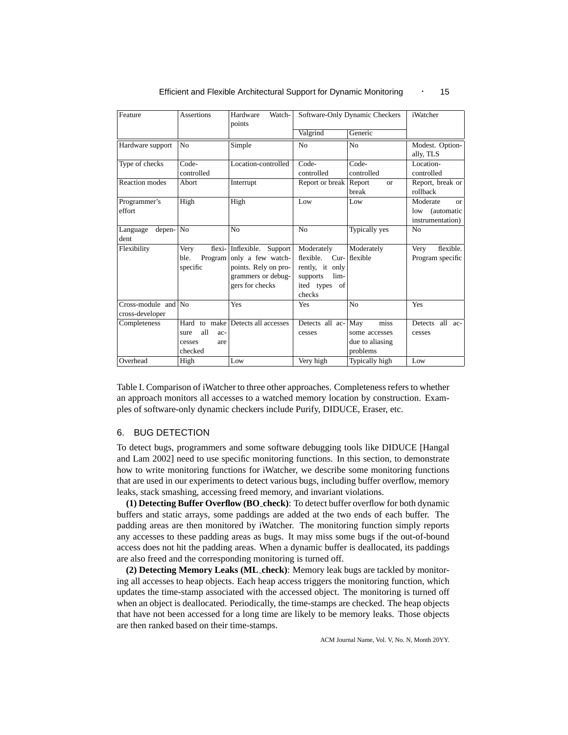| Feature | Assertions | Hardware Watchpoints | Software-Only Dynamic Checkers | | iWatcher |
|---|---|---|---|---|---|
| | | | Valgrind | Generic | |
| Hardware support | No | Simple | No | No | Modest. Optionally, TLS |
| Type of checks | Code-controlled | Location-controlled | Code-controlled | Code-controlled | Location-controlled |
| Reaction modes | Abort | Interrupt | Report or break | Report or break | Report, break or rollback |
| Programmer's effort | High | High | Low | Low | Moderate or low (automatic instrumentation) |
| Language dependent | No | No | No | Typically yes | No |
| Flexibility | Very flexible. Program specific | Inflexible. Support only a few watchpoints. Rely on programmers or debuggers for checks | Moderately flexible. Currently, it only supports limited types of checks | Moderately flexible | Very flexible. Program specific |
| Cross-module and cross-developer | No | Yes | Yes | No | Yes |
| Completeness | Hard to make sure all accesses are checked | Detects all accesses | Detects all accesses | May miss some accesses due to aliasing problems | Detects all accesses |
| Overhead | High | Low | Very high | Typically high | Low |

Table I. Comparison of iWatcher to three other approaches. Completeness refers to whether an approach monitors all accesses to a watched memory location by construction. Examples of software-only dynamic checkers include Purify, DIDUCE, Eraser, etc.

## 6. BUG DETECTION

To detect bugs, programmers and some software debugging tools like DIDUCE [Hangal and Lam 2002] need to use specific monitoring functions. In this section, to demonstrate how to write monitoring functions for iWatcher, we describe some monitoring functions that are used in our experiments to detect various bugs, including buffer overflow, memory leaks, stack smashing, accessing freed memory, and invariant violations.

**(1) Detecting Buffer Overflow (BO_check)**: To detect buffer overflow for both dynamic buffers and static arrays, some paddings are added at the two ends of each buffer. The padding areas are then monitored by iWatcher. The monitoring function simply reports any accesses to these padding areas as bugs. It may miss some bugs if the out-of-bound access does not hit the padding areas. When a dynamic buffer is deallocated, its paddings are also freed and the corresponding monitoring is turned off.

**(2) Detecting Memory Leaks (ML_check)**: Memory leak bugs are tackled by monitoring all accesses to heap objects. Each heap access triggers the monitoring function, which updates the time-stamp associated with the accessed object. The monitoring is turned off when an object is deallocated. Periodically, the time-stamps are checked. The heap objects that have not been accessed for a long time are likely to be memory leaks. Those objects are then ranked based on their time-stamps.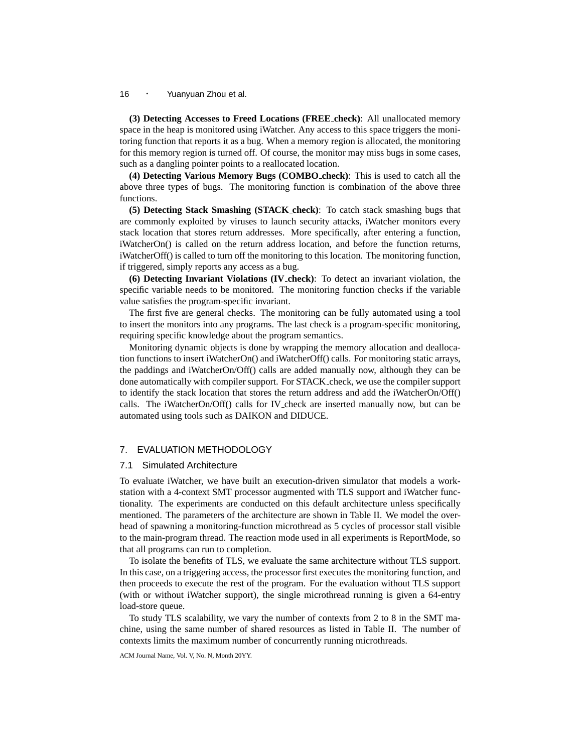**(3) Detecting Accesses to Freed Locations (FREE_check)**: All unallocated memory space in the heap is monitored using iWatcher. Any access to this space triggers the monitoring function that reports it as a bug. When a memory region is allocated, the monitoring for this memory region is turned off. Of course, the monitor may miss bugs in some cases, such as a dangling pointer points to a reallocated location.

**(4) Detecting Various Memory Bugs (COMBO_check)**: This is used to catch all the above three types of bugs. The monitoring function is combination of the above three functions.

**(5) Detecting Stack Smashing (STACK_check)**: To catch stack smashing bugs that are commonly exploited by viruses to launch security attacks, iWatcher monitors every stack location that stores return addresses. More specifically, after entering a function, iWatcherOn() is called on the return address location, and before the function returns, iWatcherOff() is called to turn off the monitoring to this location. The monitoring function, if triggered, simply reports any access as a bug.

**(6) Detecting Invariant Violations (IV_check)**: To detect an invariant violation, the specific variable needs to be monitored. The monitoring function checks if the variable value satisfies the program-specific invariant.

The first five are general checks. The monitoring can be fully automated using a tool to insert the monitors into any programs. The last check is a program-specific monitoring, requiring specific knowledge about the program semantics.

Monitoring dynamic objects is done by wrapping the memory allocation and deallocation functions to insert iWatcherOn() and iWatcherOff() calls. For monitoring static arrays, the paddings and iWatcherOn/Off() calls are added manually now, although they can be done automatically with compiler support. For STACK_check, we use the compiler support to identify the stack location that stores the return address and add the iWatcherOn/Off() calls. The iWatcherOn/Off() calls for IV_check are inserted manually now, but can be automated using tools such as DAIKON and DIDUCE.

## 7. EVALUATION METHODOLOGY

### 7.1 Simulated Architecture

To evaluate iWatcher, we have built an execution-driven simulator that models a workstation with a 4-context SMT processor augmented with TLS support and iWatcher functionality. The experiments are conducted on this default architecture unless specifically mentioned. The parameters of the architecture are shown in Table II. We model the overhead of spawning a monitoring-function microthread as 5 cycles of processor stall visible to the main-program thread. The reaction mode used in all experiments is ReportMode, so that all programs can run to completion.

To isolate the benefits of TLS, we evaluate the same architecture without TLS support. In this case, on a triggering access, the processor first executes the monitoring function, and then proceeds to execute the rest of the program. For the evaluation without TLS support (with or without iWatcher support), the single microthread running is given a 64-entry load-store queue.

To study TLS scalability, we vary the number of contexts from 2 to 8 in the SMT machine, using the same number of shared resources as listed in Table II. The number of contexts limits the maximum number of concurrently running microthreads.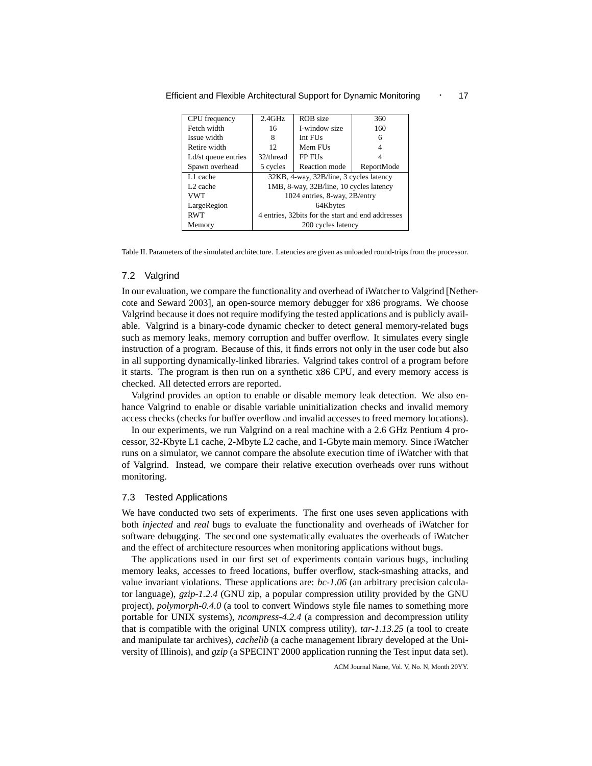| CPU frequency | 2.4GHz | ROB size | 360 |
|---|---|---|---|
| Fetch width | 16 | I-window size | 160 |
| Issue width | 8 | Int FUs | 6 |
| Retire width | 12 | Mem FUs | 4 |
| Ld/st queue entries | 32/thread | FP FUs | 4 |
| Spawn overhead | 5 cycles | Reaction mode | ReportMode |
| L1 cache | 32KB, 4-way, 32B/line, 3 cycles latency | | |
| L2 cache | 1MB, 8-way, 32B/line, 10 cycles latency | | |
| VWT | 1024 entries, 8-way, 2B/entry | | |
| LargeRegion | 64Kbytes | | |
| RWT | 4 entries, 32bits for the start and end addresses | | |
| Memory | 200 cycles latency | | |

Table II. Parameters of the simulated architecture. Latencies are given as unloaded round-trips from the processor.

### 7.2 Valgrind

In our evaluation, we compare the functionality and overhead of iWatcher to Valgrind [Nethercote and Seward 2003], an open-source memory debugger for x86 programs. We choose Valgrind because it does not require modifying the tested applications and is publicly available. Valgrind is a binary-code dynamic checker to detect general memory-related bugs such as memory leaks, memory corruption and buffer overflow. It simulates every single instruction of a program. Because of this, it finds errors not only in the user code but also in all supporting dynamically-linked libraries. Valgrind takes control of a program before it starts. The program is then run on a synthetic x86 CPU, and every memory access is checked. All detected errors are reported.

Valgrind provides an option to enable or disable memory leak detection. We also enhance Valgrind to enable or disable variable uninitialization checks and invalid memory access checks (checks for buffer overflow and invalid accesses to freed memory locations).

In our experiments, we run Valgrind on a real machine with a 2.6 GHz Pentium 4 processor, 32-Kbyte L1 cache, 2-Mbyte L2 cache, and 1-Gbyte main memory. Since iWatcher runs on a simulator, we cannot compare the absolute execution time of iWatcher with that of Valgrind. Instead, we compare their relative execution overheads over runs without monitoring.

### 7.3 Tested Applications

We have conducted two sets of experiments. The first one uses seven applications with both *injected* and *real* bugs to evaluate the functionality and overheads of iWatcher for software debugging. The second one systematically evaluates the overheads of iWatcher and the effect of architecture resources when monitoring applications without bugs.

The applications used in our first set of experiments contain various bugs, including memory leaks, accesses to freed locations, buffer overflow, stack-smashing attacks, and value invariant violations. These applications are: *bc-1.06* (an arbitrary precision calculator language), *gzip-1.2.4* (GNU zip, a popular compression utility provided by the GNU project), *polymorph-0.4.0* (a tool to convert Windows style file names to something more portable for UNIX systems), *ncompress-4.2.4* (a compression and decompression utility that is compatible with the original UNIX compress utility), *tar-1.13.25* (a tool to create and manipulate tar archives), *cachelib* (a cache management library developed at the University of Illinois), and *gzip* (a SPECINT 2000 application running the Test input data set).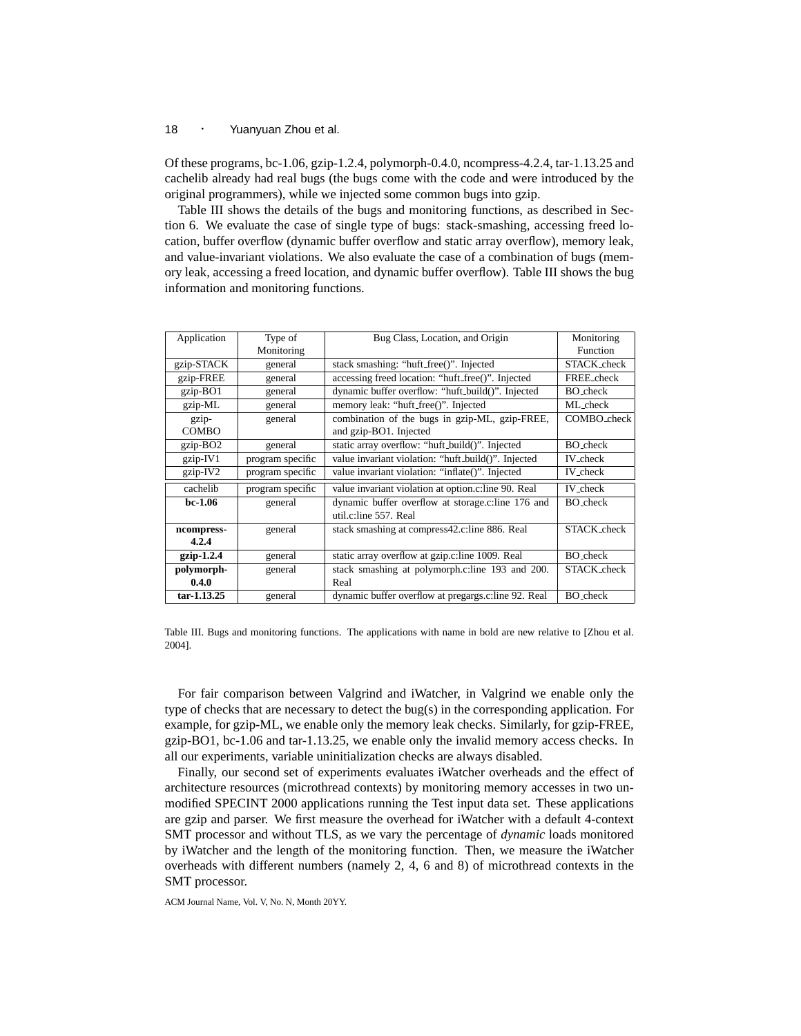Of these programs, bc-1.06, gzip-1.2.4, polymorph-0.4.0, ncompress-4.2.4, tar-1.13.25 and cachelib already had real bugs (the bugs come with the code and were introduced by the original programmers), while we injected some common bugs into gzip.

Table III shows the details of the bugs and monitoring functions, as described in Section 6. We evaluate the case of single type of bugs: stack-smashing, accessing freed location, buffer overflow (dynamic buffer overflow and static array overflow), memory leak, and value-invariant violations. We also evaluate the case of a combination of bugs (memory leak, accessing a freed location, and dynamic buffer overflow). Table III shows the bug information and monitoring functions.

| Application | Type of Monitoring | Bug Class, Location, and Origin | Monitoring Function |
|---|---|---|---|
| gzip-STACK | general | stack smashing: "huft_free()". Injected | STACK_check |
| gzip-FREE | general | accessing freed location: "huft_free()". Injected | FREE_check |
| gzip-BO1 | general | dynamic buffer overflow: "huft_build()". Injected | BO_check |
| gzip-ML | general | memory leak: "huft_free()". Injected | ML_check |
| gzip-COMBO | general | combination of the bugs in gzip-ML, gzip-FREE, and gzip-BO1. Injected | COMBO_check |
| gzip-BO2 | general | static array overflow: "huft_build()". Injected | BO_check |
| gzip-IV1 | program specific | value invariant violation: "huft_build()". Injected | IV_check |
| gzip-IV2 | program specific | value invariant violation: "inflate()". Injected | IV_check |
| cachelib | program specific | value invariant violation at option.c:line 90. Real | IV_check |
| **bc-1.06** | general | dynamic buffer overflow at storage.c:line 176 and util.c:line 557. Real | BO_check |
| **ncompress-4.2.4** | general | stack smashing at compress42.c:line 886. Real | STACK_check |
| **gzip-1.2.4** | general | static array overflow at gzip.c:line 1009. Real | BO_check |
| **polymorph-0.4.0** | general | stack smashing at polymorph.c:line 193 and 200. Real | STACK_check |
| **tar-1.13.25** | general | dynamic buffer overflow at pregargs.c:line 92. Real | BO_check |

Table III. Bugs and monitoring functions. The applications with name in bold are new relative to [Zhou et al. 2004].

For fair comparison between Valgrind and iWatcher, in Valgrind we enable only the type of checks that are necessary to detect the bug(s) in the corresponding application. For example, for gzip-ML, we enable only the memory leak checks. Similarly, for gzip-FREE, gzip-BO1, bc-1.06 and tar-1.13.25, we enable only the invalid memory access checks. In all our experiments, variable uninitialization checks are always disabled.

Finally, our second set of experiments evaluates iWatcher overheads and the effect of architecture resources (microthread contexts) by monitoring memory accesses in two unmodified SPECINT 2000 applications running the Test input data set. These applications are gzip and parser. We first measure the overhead for iWatcher with a default 4-context SMT processor and without TLS, as we vary the percentage of *dynamic* loads monitored by iWatcher and the length of the monitoring function. Then, we measure the iWatcher overheads with different numbers (namely 2, 4, 6 and 8) of microthread contexts in the SMT processor.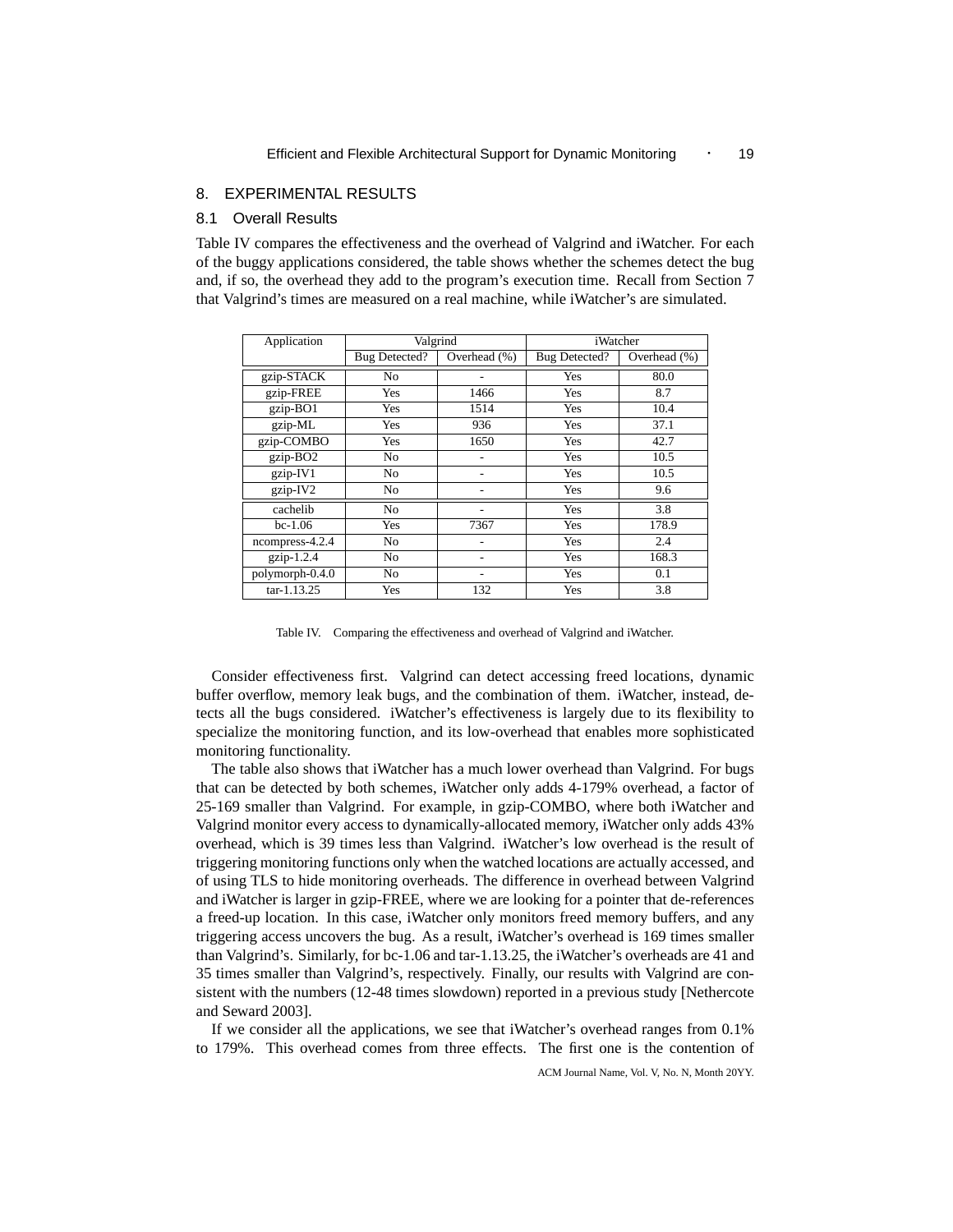## 8. EXPERIMENTAL RESULTS

### 8.1 Overall Results

Table IV compares the effectiveness and the overhead of Valgrind and iWatcher. For each of the buggy applications considered, the table shows whether the schemes detect the bug and, if so, the overhead they add to the program's execution time. Recall from Section 7 that Valgrind's times are measured on a real machine, while iWatcher's are simulated.

| Application | Valgrind | | iWatcher | |
|---|---|---|---|---|
| | Bug Detected? | Overhead (%) | Bug Detected? | Overhead (%) |
| gzip-STACK | No | - | Yes | 80.0 |
| gzip-FREE | Yes | 1466 | Yes | 8.7 |
| gzip-BO1 | Yes | 1514 | Yes | 10.4 |
| gzip-ML | Yes | 936 | Yes | 37.1 |
| gzip-COMBO | Yes | 1650 | Yes | 42.7 |
| gzip-BO2 | No | - | Yes | 10.5 |
| gzip-IV1 | No | - | Yes | 10.5 |
| gzip-IV2 | No | - | Yes | 9.6 |
| cachelib | No | - | Yes | 3.8 |
| bc-1.06 | Yes | 7367 | Yes | 178.9 |
| ncompress-4.2.4 | No | - | Yes | 2.4 |
| gzip-1.2.4 | No | - | Yes | 168.3 |
| polymorph-0.4.0 | No | - | Yes | 0.1 |
| tar-1.13.25 | Yes | 132 | Yes | 3.8 |

Table IV. Comparing the effectiveness and overhead of Valgrind and iWatcher.

Consider effectiveness first. Valgrind can detect accessing freed locations, dynamic buffer overflow, memory leak bugs, and the combination of them. iWatcher, instead, detects all the bugs considered. iWatcher's effectiveness is largely due to its flexibility to specialize the monitoring function, and its low-overhead that enables more sophisticated monitoring functionality.

The table also shows that iWatcher has a much lower overhead than Valgrind. For bugs that can be detected by both schemes, iWatcher only adds 4-179% overhead, a factor of 25-169 smaller than Valgrind. For example, in gzip-COMBO, where both iWatcher and Valgrind monitor every access to dynamically-allocated memory, iWatcher only adds 43% overhead, which is 39 times less than Valgrind. iWatcher's low overhead is the result of triggering monitoring functions only when the watched locations are actually accessed, and of using TLS to hide monitoring overheads. The difference in overhead between Valgrind and iWatcher is larger in gzip-FREE, where we are looking for a pointer that de-references a freed-up location. In this case, iWatcher only monitors freed memory buffers, and any triggering access uncovers the bug. As a result, iWatcher's overhead is 169 times smaller than Valgrind's. Similarly, for bc-1.06 and tar-1.13.25, the iWatcher's overheads are 41 and 35 times smaller than Valgrind's, respectively. Finally, our results with Valgrind are consistent with the numbers (12-48 times slowdown) reported in a previous study [Nethercote and Seward 2003].

If we consider all the applications, we see that iWatcher's overhead ranges from 0.1% to 179%. This overhead comes from three effects. The first one is the contention of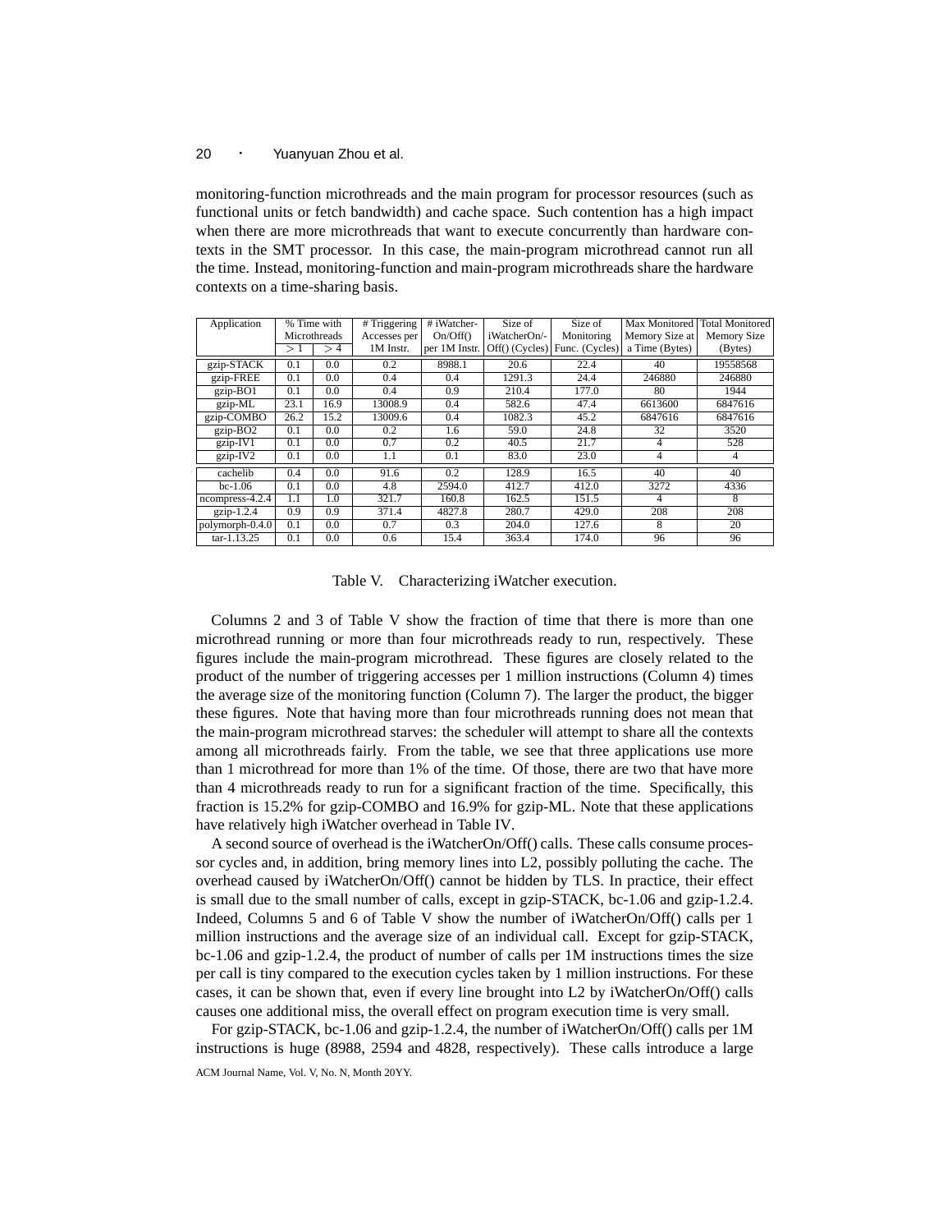monitoring-function microthreads and the main program for processor resources (such as functional units or fetch bandwidth) and cache space. Such contention has a high impact when there are more microthreads that want to execute concurrently than hardware contexts in the SMT processor. In this case, the main-program microthread cannot run all the time. Instead, monitoring-function and main-program microthreads share the hardware contexts on a time-sharing basis.

| Application | % Time with Microthreads | | # Triggering Accesses per 1M Instr. | # iWatcher-On/Off() per 1M Instr. | Size of iWatcherOn/-Off() (Cycles) | Size of Monitoring Func. (Cycles) | Max Monitored Memory Size at a Time (Bytes) | Total Monitored Memory Size (Bytes) |
|---|---|---|---|---|---|---|---|---|
| | $>1$ | $>4$ | | | | | | |
| gzip-STACK | 0.1 | 0.0 | 0.2 | 8988.1 | 20.6 | 22.4 | 40 | 19558568 |
| gzip-FREE | 0.1 | 0.0 | 0.4 | 0.4 | 1291.3 | 24.4 | 246880 | 246880 |
| gzip-BO1 | 0.1 | 0.0 | 0.4 | 0.9 | 210.4 | 177.0 | 80 | 1944 |
| gzip-ML | 23.1 | 16.9 | 13008.9 | 0.4 | 582.6 | 47.4 | 6613600 | 6847616 |
| gzip-COMBO | 26.2 | 15.2 | 13009.6 | 0.4 | 1082.3 | 45.2 | 6847616 | 6847616 |
| gzip-BO2 | 0.1 | 0.0 | 0.2 | 1.6 | 59.0 | 24.8 | 32 | 3520 |
| gzip-IV1 | 0.1 | 0.0 | 0.7 | 0.2 | 40.5 | 21.7 | 4 | 528 |
| gzip-IV2 | 0.1 | 0.0 | 1.1 | 0.1 | 83.0 | 23.0 | 4 | 4 |
| cachelib | 0.4 | 0.0 | 91.6 | 0.2 | 128.9 | 16.5 | 40 | 40 |
| bc-1.06 | 0.1 | 0.0 | 4.8 | 2594.0 | 412.7 | 412.0 | 3272 | 4336 |
| ncompress-4.2.4 | 1.1 | 1.0 | 321.7 | 160.8 | 162.5 | 151.5 | 4 | 8 |
| gzip-1.2.4 | 0.9 | 0.9 | 371.4 | 4827.8 | 280.7 | 429.0 | 208 | 208 |
| polymorph-0.4.0 | 0.1 | 0.0 | 0.7 | 0.3 | 204.0 | 127.6 | 8 | 20 |
| tar-1.13.25 | 0.1 | 0.0 | 0.6 | 15.4 | 363.4 | 174.0 | 96 | 96 |

Table V. Characterizing iWatcher execution.

Columns 2 and 3 of Table V show the fraction of time that there is more than one microthread running or more than four microthreads ready to run, respectively. These figures include the main-program microthread. These figures are closely related to the product of the number of triggering accesses per 1 million instructions (Column 4) times the average size of the monitoring function (Column 7). The larger the product, the bigger these figures. Note that having more than four microthreads running does not mean that the main-program microthread starves: the scheduler will attempt to share all the contexts among all microthreads fairly. From the table, we see that three applications use more than 1 microthread for more than 1% of the time. Of those, there are two that have more than 4 microthreads ready to run for a significant fraction of the time. Specifically, this fraction is 15.2% for gzip-COMBO and 16.9% for gzip-ML. Note that these applications have relatively high iWatcher overhead in Table IV.

A second source of overhead is the iWatcherOn/Off() calls. These calls consume processor cycles and, in addition, bring memory lines into L2, possibly polluting the cache. The overhead caused by iWatcherOn/Off() cannot be hidden by TLS. In practice, their effect is small due to the small number of calls, except in gzip-STACK, bc-1.06 and gzip-1.2.4. Indeed, Columns 5 and 6 of Table V show the number of iWatcherOn/Off() calls per 1 million instructions and the average size of an individual call. Except for gzip-STACK, bc-1.06 and gzip-1.2.4, the product of number of calls per 1M instructions times the size per call is tiny compared to the execution cycles taken by 1 million instructions. For these cases, it can be shown that, even if every line brought into L2 by iWatcherOn/Off() calls causes one additional miss, the overall effect on program execution time is very small.

For gzip-STACK, bc-1.06 and gzip-1.2.4, the number of iWatcherOn/Off() calls per 1M instructions is huge (8988, 2594 and 4828, respectively). These calls introduce a large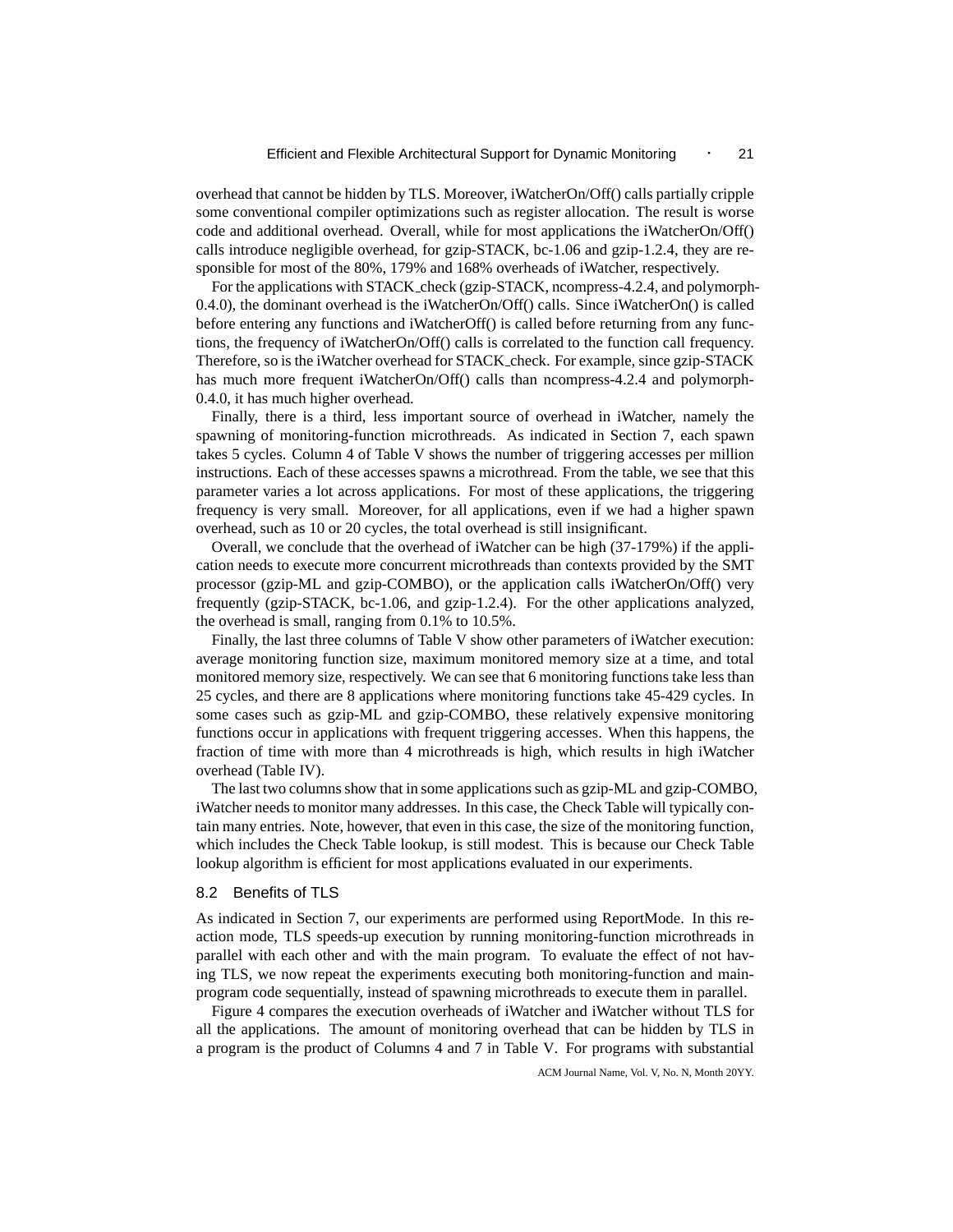overhead that cannot be hidden by TLS. Moreover, iWatcherOn/Off() calls partially cripple some conventional compiler optimizations such as register allocation. The result is worse code and additional overhead. Overall, while for most applications the iWatcherOn/Off() calls introduce negligible overhead, for gzip-STACK, bc-1.06 and gzip-1.2.4, they are responsible for most of the 80%, 179% and 168% overheads of iWatcher, respectively.

For the applications with STACK_check (gzip-STACK, ncompress-4.2.4, and polymorph-0.4.0), the dominant overhead is the iWatcherOn/Off() calls. Since iWatcherOn() is called before entering any functions and iWatcherOff() is called before returning from any functions, the frequency of iWatcherOn/Off() calls is correlated to the function call frequency. Therefore, so is the iWatcher overhead for STACK_check. For example, since gzip-STACK has much more frequent iWatcherOn/Off() calls than ncompress-4.2.4 and polymorph-0.4.0, it has much higher overhead.

Finally, there is a third, less important source of overhead in iWatcher, namely the spawning of monitoring-function microthreads. As indicated in Section 7, each spawn takes 5 cycles. Column 4 of Table V shows the number of triggering accesses per million instructions. Each of these accesses spawns a microthread. From the table, we see that this parameter varies a lot across applications. For most of these applications, the triggering frequency is very small. Moreover, for all applications, even if we had a higher spawn overhead, such as 10 or 20 cycles, the total overhead is still insignificant.

Overall, we conclude that the overhead of iWatcher can be high (37-179%) if the application needs to execute more concurrent microthreads than contexts provided by the SMT processor (gzip-ML and gzip-COMBO), or the application calls iWatcherOn/Off() very frequently (gzip-STACK, bc-1.06, and gzip-1.2.4). For the other applications analyzed, the overhead is small, ranging from 0.1% to 10.5%.

Finally, the last three columns of Table V show other parameters of iWatcher execution: average monitoring function size, maximum monitored memory size at a time, and total monitored memory size, respectively. We can see that 6 monitoring functions take less than 25 cycles, and there are 8 applications where monitoring functions take 45-429 cycles. In some cases such as gzip-ML and gzip-COMBO, these relatively expensive monitoring functions occur in applications with frequent triggering accesses. When this happens, the fraction of time with more than 4 microthreads is high, which results in high iWatcher overhead (Table IV).

The last two columns show that in some applications such as gzip-ML and gzip-COMBO, iWatcher needs to monitor many addresses. In this case, the Check Table will typically contain many entries. Note, however, that even in this case, the size of the monitoring function, which includes the Check Table lookup, is still modest. This is because our Check Table lookup algorithm is efficient for most applications evaluated in our experiments.

### 8.2 Benefits of TLS

As indicated in Section 7, our experiments are performed using ReportMode. In this reaction mode, TLS speeds-up execution by running monitoring-function microthreads in parallel with each other and with the main program. To evaluate the effect of not having TLS, we now repeat the experiments executing both monitoring-function and main-program code sequentially, instead of spawning microthreads to execute them in parallel.

Figure 4 compares the execution overheads of iWatcher and iWatcher without TLS for all the applications. The amount of monitoring overhead that can be hidden by TLS in a program is the product of Columns 4 and 7 in Table V. For programs with substantial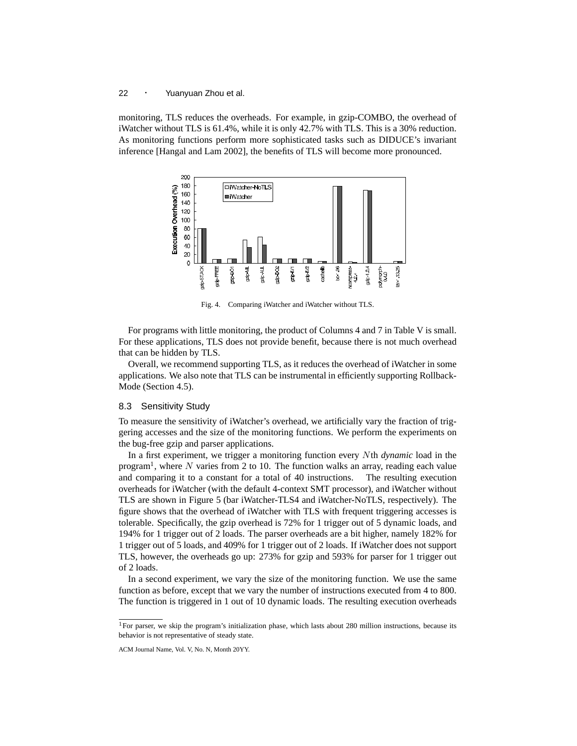monitoring, TLS reduces the overheads. For example, in gzip-COMBO, the overhead of iWatcher without TLS is 61.4%, while it is only 42.7% with TLS. This is a 30% reduction. As monitoring functions perform more sophisticated tasks such as DIDUCE's invariant inference [Hangal and Lam 2002], the benefits of TLS will become more pronounced.

Fig. 4. Comparing iWatcher and iWatcher without TLS.

For programs with little monitoring, the product of Columns 4 and 7 in Table V is small. For these applications, TLS does not provide benefit, because there is not much overhead that can be hidden by TLS.

Overall, we recommend supporting TLS, as it reduces the overhead of iWatcher in some applications. We also note that TLS can be instrumental in efficiently supporting Rollback-Mode (Section 4.5).

### 8.3 Sensitivity Study

To measure the sensitivity of iWatcher's overhead, we artificially vary the fraction of triggering accesses and the size of the monitoring functions. We perform the experiments on the bug-free gzip and parser applications.

In a first experiment, we trigger a monitoring function every $N$th *dynamic* load in the program[1], where $N$ varies from 2 to 10. The function walks an array, reading each value and comparing it to a constant for a total of 40 instructions. The resulting execution overheads for iWatcher (with the default 4-context SMT processor), and iWatcher without TLS are shown in Figure 5 (bar iWatcher-TLS4 and iWatcher-NoTLS, respectively). The figure shows that the overhead of iWatcher with TLS with frequent triggering accesses is tolerable. Specifically, the gzip overhead is 72% for 1 trigger out of 5 dynamic loads, and 194% for 1 trigger out of 2 loads. The parser overheads are a bit higher, namely 182% for 1 trigger out of 5 loads, and 409% for 1 trigger out of 2 loads. If iWatcher does not support TLS, however, the overheads go up: 273% for gzip and 593% for parser for 1 trigger out of 2 loads.

In a second experiment, we vary the size of the monitoring function. We use the same function as before, except that we vary the number of instructions executed from 4 to 800. The function is triggered in 1 out of 10 dynamic loads. The resulting execution overheads

[1] For parser, we skip the program's initialization phase, which lasts about 280 million instructions, because its behavior is not representative of steady state.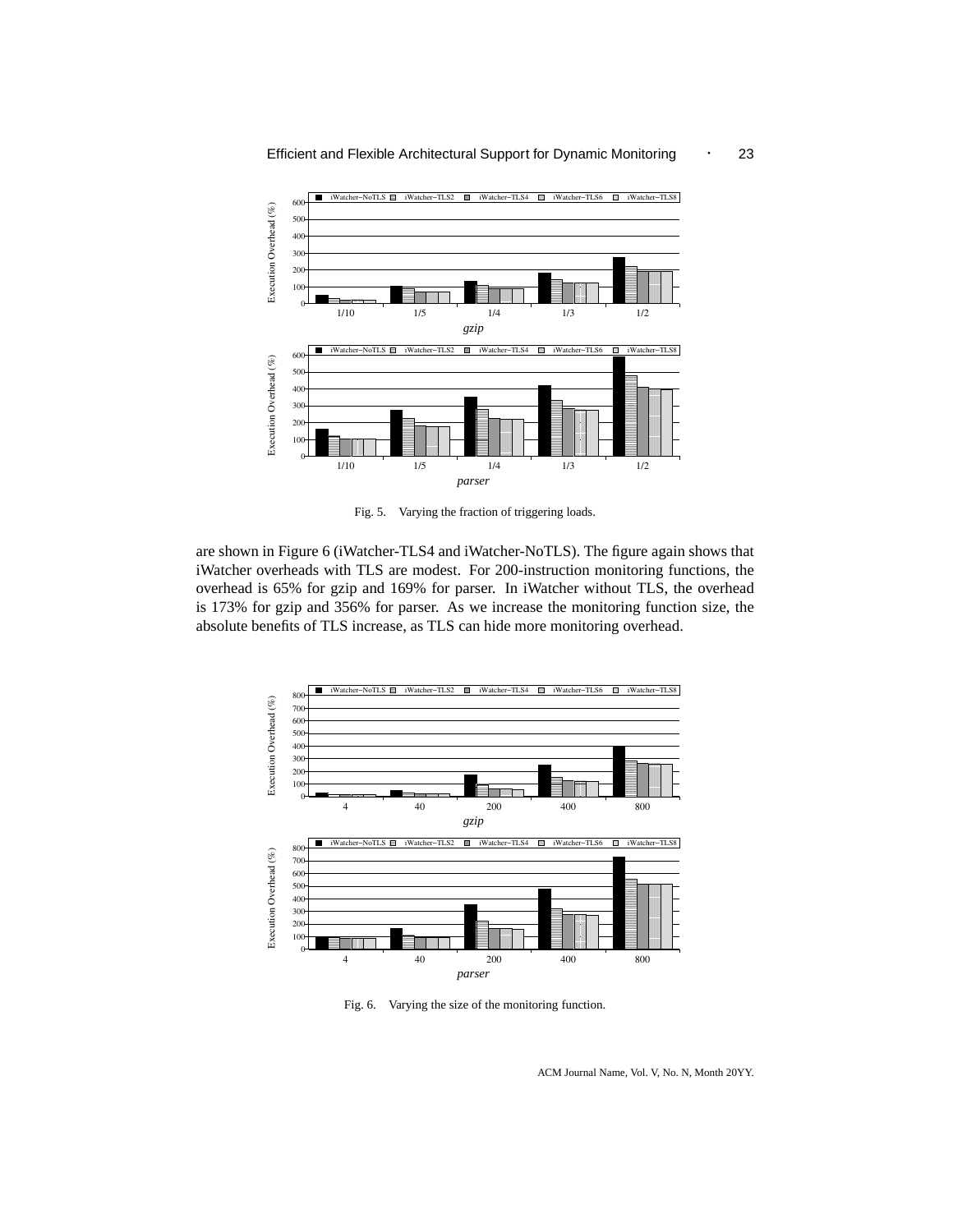Fig. 5. Varying the fraction of triggering loads.

are shown in Figure 6 (iWatcher-TLS4 and iWatcher-NoTLS). The figure again shows that iWatcher overheads with TLS are modest. For 200-instruction monitoring functions, the overhead is 65% for gzip and 169% for parser. In iWatcher without TLS, the overhead is 173% for gzip and 356% for parser. As we increase the monitoring function size, the absolute benefits of TLS increase, as TLS can hide more monitoring overhead.

Fig. 6. Varying the size of the monitoring function.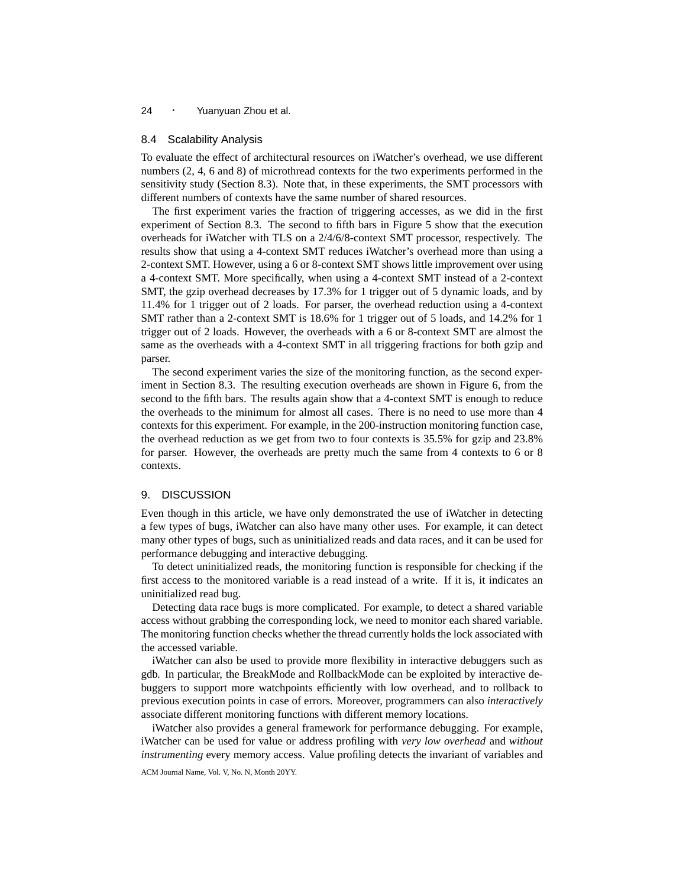### 8.4 Scalability Analysis

To evaluate the effect of architectural resources on iWatcher's overhead, we use different numbers (2, 4, 6 and 8) of microthread contexts for the two experiments performed in the sensitivity study (Section 8.3). Note that, in these experiments, the SMT processors with different numbers of contexts have the same number of shared resources.

The first experiment varies the fraction of triggering accesses, as we did in the first experiment of Section 8.3. The second to fifth bars in Figure 5 show that the execution overheads for iWatcher with TLS on a 2/4/6/8-context SMT processor, respectively. The results show that using a 4-context SMT reduces iWatcher's overhead more than using a 2-context SMT. However, using a 6 or 8-context SMT shows little improvement over using a 4-context SMT. More specifically, when using a 4-context SMT instead of a 2-context SMT, the gzip overhead decreases by 17.3% for 1 trigger out of 5 dynamic loads, and by 11.4% for 1 trigger out of 2 loads. For parser, the overhead reduction using a 4-context SMT rather than a 2-context SMT is 18.6% for 1 trigger out of 5 loads, and 14.2% for 1 trigger out of 2 loads. However, the overheads with a 6 or 8-context SMT are almost the same as the overheads with a 4-context SMT in all triggering fractions for both gzip and parser.

The second experiment varies the size of the monitoring function, as the second experiment in Section 8.3. The resulting execution overheads are shown in Figure 6, from the second to the fifth bars. The results again show that a 4-context SMT is enough to reduce the overheads to the minimum for almost all cases. There is no need to use more than 4 contexts for this experiment. For example, in the 200-instruction monitoring function case, the overhead reduction as we get from two to four contexts is 35.5% for gzip and 23.8% for parser. However, the overheads are pretty much the same from 4 contexts to 6 or 8 contexts.

## 9. DISCUSSION

Even though in this article, we have only demonstrated the use of iWatcher in detecting a few types of bugs, iWatcher can also have many other uses. For example, it can detect many other types of bugs, such as uninitialized reads and data races, and it can be used for performance debugging and interactive debugging.

To detect uninitialized reads, the monitoring function is responsible for checking if the first access to the monitored variable is a read instead of a write. If it is, it indicates an uninitialized read bug.

Detecting data race bugs is more complicated. For example, to detect a shared variable access without grabbing the corresponding lock, we need to monitor each shared variable. The monitoring function checks whether the thread currently holds the lock associated with the accessed variable.

iWatcher can also be used to provide more flexibility in interactive debuggers such as gdb. In particular, the BreakMode and RollbackMode can be exploited by interactive debuggers to support more watchpoints efficiently with low overhead, and to rollback to previous execution points in case of errors. Moreover, programmers can also *interactively* associate different monitoring functions with different memory locations.

iWatcher also provides a general framework for performance debugging. For example, iWatcher can be used for value or address profiling with *very low overhead* and *without instrumenting* every memory access. Value profiling detects the invariant of variables and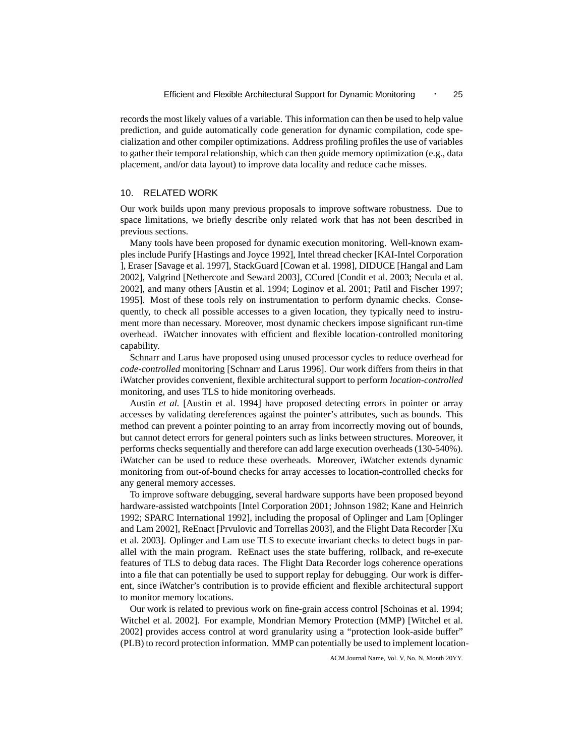records the most likely values of a variable. This information can then be used to help value prediction, and guide automatically code generation for dynamic compilation, code specialization and other compiler optimizations. Address profiling profiles the use of variables to gather their temporal relationship, which can then guide memory optimization (e.g., data placement, and/or data layout) to improve data locality and reduce cache misses.

## 10. RELATED WORK

Our work builds upon many previous proposals to improve software robustness. Due to space limitations, we briefly describe only related work that has not been described in previous sections.

Many tools have been proposed for dynamic execution monitoring. Well-known examples include Purify [Hastings and Joyce 1992], Intel thread checker [KAI-Intel Corporation ], Eraser [Savage et al. 1997], StackGuard [Cowan et al. 1998], DIDUCE [Hangal and Lam 2002], Valgrind [Nethercote and Seward 2003], CCured [Condit et al. 2003; Necula et al. 2002], and many others [Austin et al. 1994; Loginov et al. 2001; Patil and Fischer 1997; 1995]. Most of these tools rely on instrumentation to perform dynamic checks. Consequently, to check all possible accesses to a given location, they typically need to instrument more than necessary. Moreover, most dynamic checkers impose significant run-time overhead. iWatcher innovates with efficient and flexible location-controlled monitoring capability.

Schnarr and Larus have proposed using unused processor cycles to reduce overhead for *code-controlled* monitoring [Schnarr and Larus 1996]. Our work differs from theirs in that iWatcher provides convenient, flexible architectural support to perform *location-controlled* monitoring, and uses TLS to hide monitoring overheads.

Austin *et al.* [Austin et al. 1994] have proposed detecting errors in pointer or array accesses by validating dereferences against the pointer's attributes, such as bounds. This method can prevent a pointer pointing to an array from incorrectly moving out of bounds, but cannot detect errors for general pointers such as links between structures. Moreover, it performs checks sequentially and therefore can add large execution overheads (130-540%). iWatcher can be used to reduce these overheads. Moreover, iWatcher extends dynamic monitoring from out-of-bound checks for array accesses to location-controlled checks for any general memory accesses.

To improve software debugging, several hardware supports have been proposed beyond hardware-assisted watchpoints [Intel Corporation 2001; Johnson 1982; Kane and Heinrich 1992; SPARC International 1992], including the proposal of Oplinger and Lam [Oplinger and Lam 2002], ReEnact [Prvulovic and Torrellas 2003], and the Flight Data Recorder [Xu et al. 2003]. Oplinger and Lam use TLS to execute invariant checks to detect bugs in parallel with the main program. ReEnact uses the state buffering, rollback, and re-execute features of TLS to debug data races. The Flight Data Recorder logs coherence operations into a file that can potentially be used to support replay for debugging. Our work is different, since iWatcher's contribution is to provide efficient and flexible architectural support to monitor memory locations.

Our work is related to previous work on fine-grain access control [Schoinas et al. 1994; Witchel et al. 2002]. For example, Mondrian Memory Protection (MMP) [Witchel et al. 2002] provides access control at word granularity using a "protection look-aside buffer" (PLB) to record protection information. MMP can potentially be used to implement location-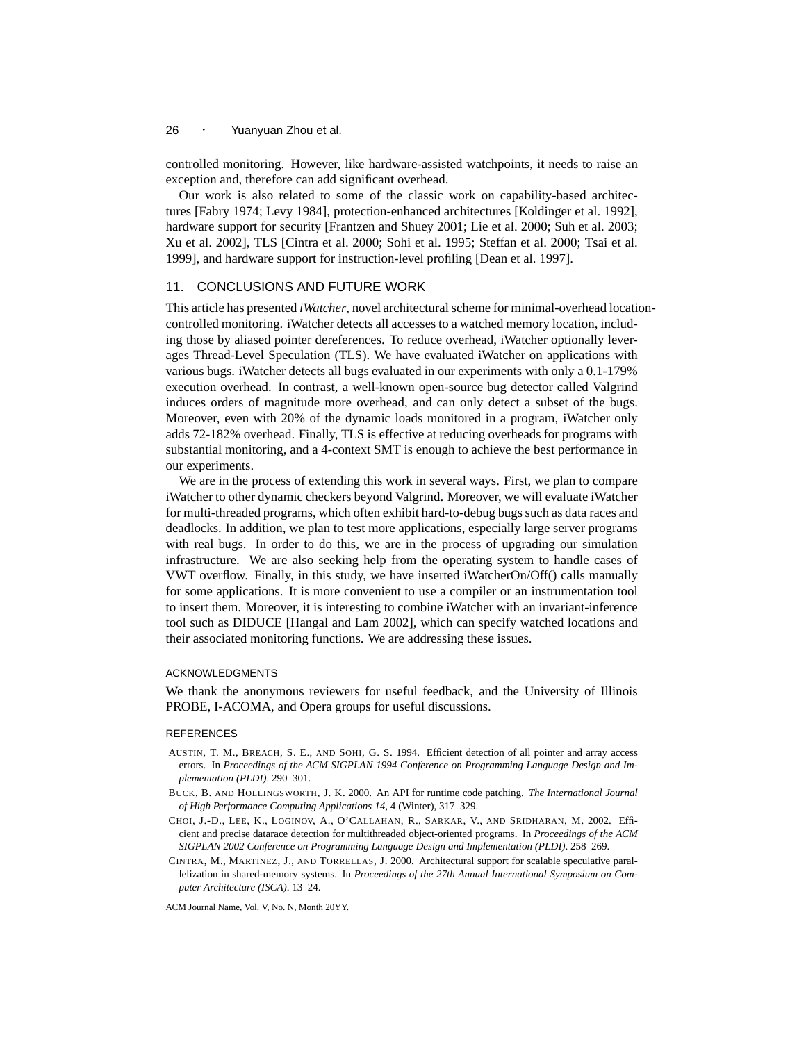controlled monitoring. However, like hardware-assisted watchpoints, it needs to raise an exception and, therefore can add significant overhead.

Our work is also related to some of the classic work on capability-based architectures [Fabry 1974; Levy 1984], protection-enhanced architectures [Koldinger et al. 1992], hardware support for security [Frantzen and Shuey 2001; Lie et al. 2000; Suh et al. 2003; Xu et al. 2002], TLS [Cintra et al. 2000; Sohi et al. 1995; Steffan et al. 2000; Tsai et al. 1999], and hardware support for instruction-level profiling [Dean et al. 1997].

## 11. CONCLUSIONS AND FUTURE WORK

This article has presented *iWatcher*, novel architectural scheme for minimal-overhead location-controlled monitoring. iWatcher detects all accesses to a watched memory location, including those by aliased pointer dereferences. To reduce overhead, iWatcher optionally leverages Thread-Level Speculation (TLS). We have evaluated iWatcher on applications with various bugs. iWatcher detects all bugs evaluated in our experiments with only a 0.1-179% execution overhead. In contrast, a well-known open-source bug detector called Valgrind induces orders of magnitude more overhead, and can only detect a subset of the bugs. Moreover, even with 20% of the dynamic loads monitored in a program, iWatcher only adds 72-182% overhead. Finally, TLS is effective at reducing overheads for programs with substantial monitoring, and a 4-context SMT is enough to achieve the best performance in our experiments.

We are in the process of extending this work in several ways. First, we plan to compare iWatcher to other dynamic checkers beyond Valgrind. Moreover, we will evaluate iWatcher for multi-threaded programs, which often exhibit hard-to-debug bugs such as data races and deadlocks. In addition, we plan to test more applications, especially large server programs with real bugs. In order to do this, we are in the process of upgrading our simulation infrastructure. We are also seeking help from the operating system to handle cases of VWT overflow. Finally, in this study, we have inserted iWatcherOn/Off() calls manually for some applications. It is more convenient to use a compiler or an instrumentation tool to insert them. Moreover, it is interesting to combine iWatcher with an invariant-inference tool such as DIDUCE [Hangal and Lam 2002], which can specify watched locations and their associated monitoring functions. We are addressing these issues.

### ACKNOWLEDGMENTS

We thank the anonymous reviewers for useful feedback, and the University of Illinois PROBE, I-ACOMA, and Opera groups for useful discussions.

### REFERENCES

AUSTIN, T. M., BREACH, S. E., AND SOHI, G. S. 1994. Efficient detection of all pointer and array access errors. In *Proceedings of the ACM SIGPLAN 1994 Conference on Programming Language Design and Implementation (PLDI)*. 290–301.

BUCK, B. AND HOLLINGSWORTH, J. K. 2000. An API for runtime code patching. *The International Journal of High Performance Computing Applications 14,* 4 (Winter), 317–329.

CHOI, J.-D., LEE, K., LOGINOV, A., O'CALLAHAN, R., SARKAR, V., AND SRIDHARAN, M. 2002. Efficient and precise datarace detection for multithreaded object-oriented programs. In *Proceedings of the ACM SIGPLAN 2002 Conference on Programming Language Design and Implementation (PLDI)*. 258–269.

CINTRA, M., MARTINEZ, J., AND TORRELLAS, J. 2000. Architectural support for scalable speculative parallelization in shared-memory systems. In *Proceedings of the 27th Annual International Symposium on Computer Architecture (ISCA)*. 13–24.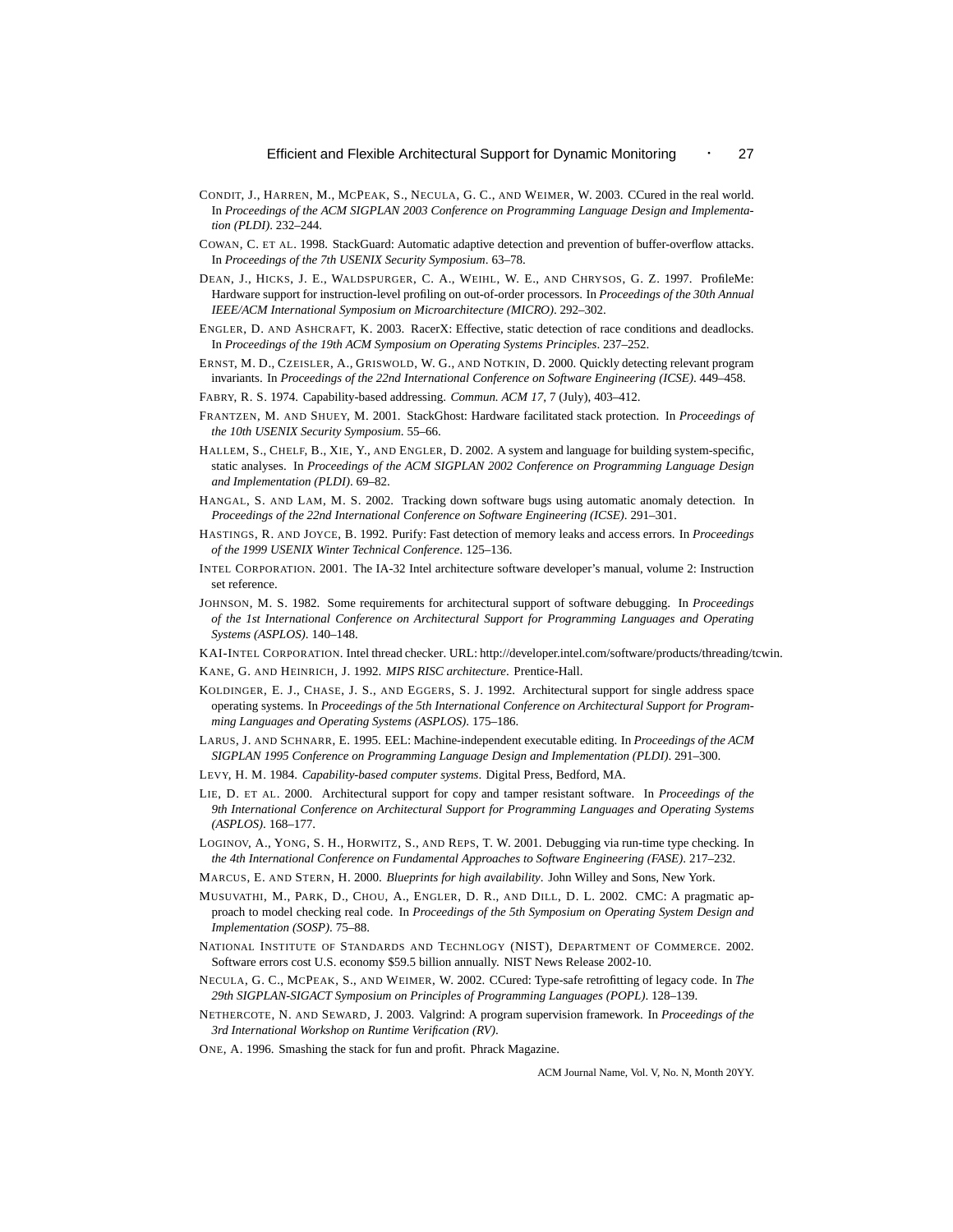CONDIT, J., HARREN, M., MCPEAK, S., NECULA, G. C., AND WEIMER, W. 2003. CCured in the real world. In *Proceedings of the ACM SIGPLAN 2003 Conference on Programming Language Design and Implementation (PLDI)*. 232–244.

COWAN, C. ET AL. 1998. StackGuard: Automatic adaptive detection and prevention of buffer-overflow attacks. In *Proceedings of the 7th USENIX Security Symposium*. 63–78.

DEAN, J., HICKS, J. E., WALDSPURGER, C. A., WEIHL, W. E., AND CHRYSOS, G. Z. 1997. ProfileMe: Hardware support for instruction-level profiling on out-of-order processors. In *Proceedings of the 30th Annual IEEE/ACM International Symposium on Microarchitecture (MICRO)*. 292–302.

ENGLER, D. AND ASHCRAFT, K. 2003. RacerX: Effective, static detection of race conditions and deadlocks. In *Proceedings of the 19th ACM Symposium on Operating Systems Principles*. 237–252.

ERNST, M. D., CZEISLER, A., GRISWOLD, W. G., AND NOTKIN, D. 2000. Quickly detecting relevant program invariants. In *Proceedings of the 22nd International Conference on Software Engineering (ICSE)*. 449–458.

FABRY, R. S. 1974. Capability-based addressing. *Commun. ACM 17*, 7 (July), 403–412.

FRANTZEN, M. AND SHUEY, M. 2001. StackGhost: Hardware facilitated stack protection. In *Proceedings of the 10th USENIX Security Symposium*. 55–66.

HALLEM, S., CHELF, B., XIE, Y., AND ENGLER, D. 2002. A system and language for building system-specific, static analyses. In *Proceedings of the ACM SIGPLAN 2002 Conference on Programming Language Design and Implementation (PLDI)*. 69–82.

HANGAL, S. AND LAM, M. S. 2002. Tracking down software bugs using automatic anomaly detection. In *Proceedings of the 22nd International Conference on Software Engineering (ICSE)*. 291–301.

HASTINGS, R. AND JOYCE, B. 1992. Purify: Fast detection of memory leaks and access errors. In *Proceedings of the 1999 USENIX Winter Technical Conference*. 125–136.

INTEL CORPORATION. 2001. The IA-32 Intel architecture software developer's manual, volume 2: Instruction set reference.

JOHNSON, M. S. 1982. Some requirements for architectural support of software debugging. In *Proceedings of the 1st International Conference on Architectural Support for Programming Languages and Operating Systems (ASPLOS)*. 140–148.

KAI-INTEL CORPORATION. Intel thread checker. URL: http://developer.intel.com/software/products/threading/tcwin.

KANE, G. AND HEINRICH, J. 1992. *MIPS RISC architecture*. Prentice-Hall.

KOLDINGER, E. J., CHASE, J. S., AND EGGERS, S. J. 1992. Architectural support for single address space operating systems. In *Proceedings of the 5th International Conference on Architectural Support for Programming Languages and Operating Systems (ASPLOS)*. 175–186.

LARUS, J. AND SCHNARR, E. 1995. EEL: Machine-independent executable editing. In *Proceedings of the ACM SIGPLAN 1995 Conference on Programming Language Design and Implementation (PLDI)*. 291–300.

LEVY, H. M. 1984. *Capability-based computer systems*. Digital Press, Bedford, MA.

LIE, D. ET AL. 2000. Architectural support for copy and tamper resistant software. In *Proceedings of the 9th International Conference on Architectural Support for Programming Languages and Operating Systems (ASPLOS)*. 168–177.

LOGINOV, A., YONG, S. H., HORWITZ, S., AND REPS, T. W. 2001. Debugging via run-time type checking. In *the 4th International Conference on Fundamental Approaches to Software Engineering (FASE)*. 217–232.

MARCUS, E. AND STERN, H. 2000. *Blueprints for high availability*. John Willey and Sons, New York.

MUSUVATHI, M., PARK, D., CHOU, A., ENGLER, D. R., AND DILL, D. L. 2002. CMC: A pragmatic approach to model checking real code. In *Proceedings of the 5th Symposium on Operating System Design and Implementation (SOSP)*. 75–88.

NATIONAL INSTITUTE OF STANDARDS AND TECHNLOGY (NIST), DEPARTMENT OF COMMERCE. 2002. Software errors cost U.S. economy $59.5 billion annually. NIST News Release 2002-10.

NECULA, G. C., MCPEAK, S., AND WEIMER, W. 2002. CCured: Type-safe retrofitting of legacy code. In *The 29th SIGPLAN-SIGACT Symposium on Principles of Programming Languages (POPL)*. 128–139.

NETHERCOTE, N. AND SEWARD, J. 2003. Valgrind: A program supervision framework. In *Proceedings of the 3rd International Workshop on Runtime Verification (RV)*.

ONE, A. 1996. Smashing the stack for fun and profit. Phrack Magazine.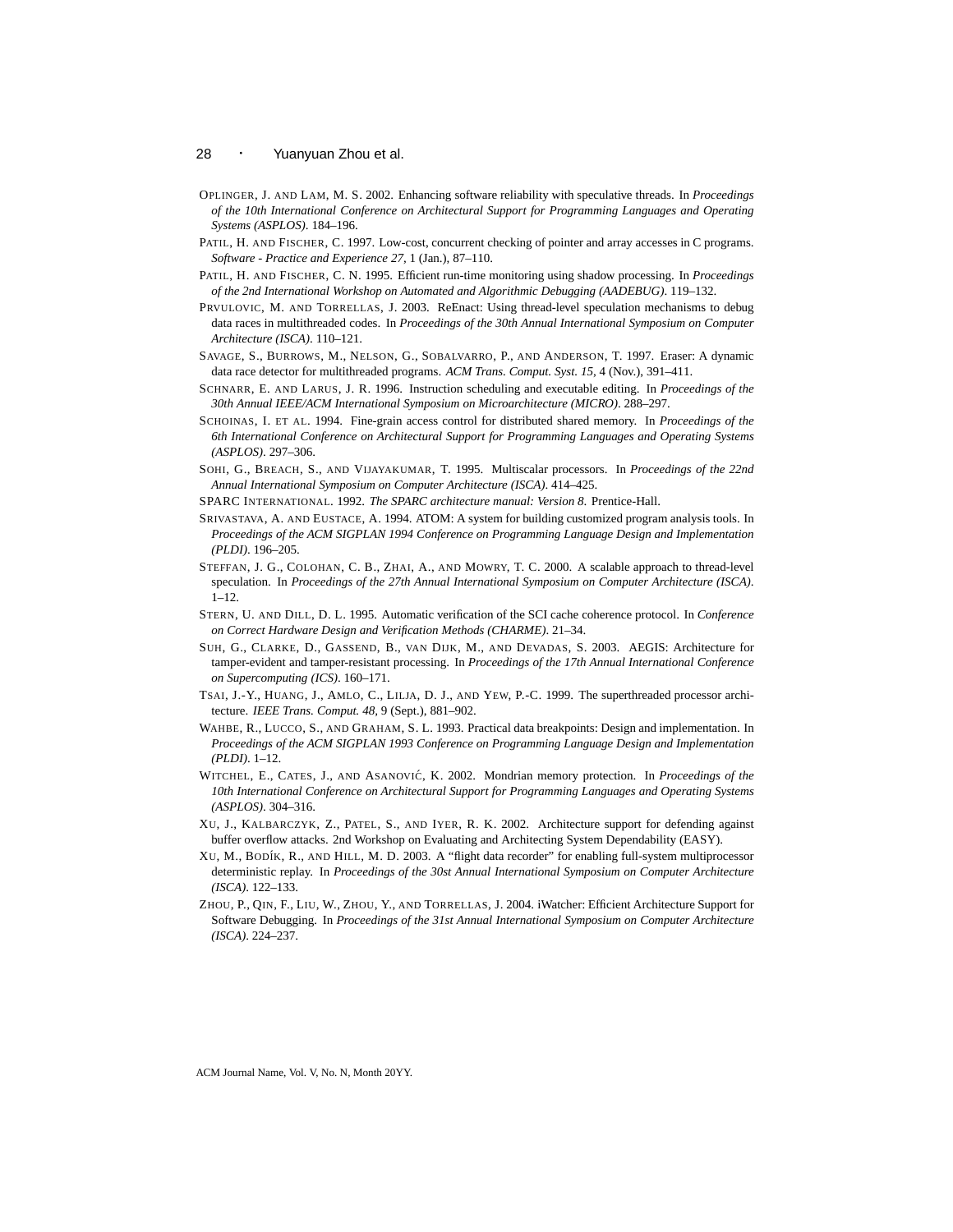OPLINGER, J. AND LAM, M. S. 2002. Enhancing software reliability with speculative threads. In *Proceedings of the 10th International Conference on Architectural Support for Programming Languages and Operating Systems (ASPLOS)*. 184–196.

PATIL, H. AND FISCHER, C. 1997. Low-cost, concurrent checking of pointer and array accesses in C programs. *Software - Practice and Experience 27*, 1 (Jan.), 87–110.

PATIL, H. AND FISCHER, C. N. 1995. Efficient run-time monitoring using shadow processing. In *Proceedings of the 2nd International Workshop on Automated and Algorithmic Debugging (AADEBUG)*. 119–132.

PRVULOVIC, M. AND TORRELLAS, J. 2003. ReEnact: Using thread-level speculation mechanisms to debug data races in multithreaded codes. In *Proceedings of the 30th Annual International Symposium on Computer Architecture (ISCA)*. 110–121.

SAVAGE, S., BURROWS, M., NELSON, G., SOBALVARRO, P., AND ANDERSON, T. 1997. Eraser: A dynamic data race detector for multithreaded programs. *ACM Trans. Comput. Syst. 15*, 4 (Nov.), 391–411.

SCHNARR, E. AND LARUS, J. R. 1996. Instruction scheduling and executable editing. In *Proceedings of the 30th Annual IEEE/ACM International Symposium on Microarchitecture (MICRO)*. 288–297.

SCHOINAS, I. ET AL. 1994. Fine-grain access control for distributed shared memory. In *Proceedings of the 6th International Conference on Architectural Support for Programming Languages and Operating Systems (ASPLOS)*. 297–306.

SOHI, G., BREACH, S., AND VIJAYAKUMAR, T. 1995. Multiscalar processors. In *Proceedings of the 22nd Annual International Symposium on Computer Architecture (ISCA)*. 414–425.

SPARC INTERNATIONAL. 1992. *The SPARC architecture manual: Version 8*. Prentice-Hall.

SRIVASTAVA, A. AND EUSTACE, A. 1994. ATOM: A system for building customized program analysis tools. In *Proceedings of the ACM SIGPLAN 1994 Conference on Programming Language Design and Implementation (PLDI)*. 196–205.

STEFFAN, J. G., COLOHAN, C. B., ZHAI, A., AND MOWRY, T. C. 2000. A scalable approach to thread-level speculation. In *Proceedings of the 27th Annual International Symposium on Computer Architecture (ISCA)*. 1–12.

STERN, U. AND DILL, D. L. 1995. Automatic verification of the SCI cache coherence protocol. In *Conference on Correct Hardware Design and Verification Methods (CHARME)*. 21–34.

SUH, G., CLARKE, D., GASSEND, B., VAN DIJK, M., AND DEVADAS, S. 2003. AEGIS: Architecture for tamper-evident and tamper-resistant processing. In *Proceedings of the 17th Annual International Conference on Supercomputing (ICS)*. 160–171.

TSAI, J.-Y., HUANG, J., AMLO, C., LILJA, D. J., AND YEW, P.-C. 1999. The superthreaded processor architecture. *IEEE Trans. Comput. 48*, 9 (Sept.), 881–902.

WAHBE, R., LUCCO, S., AND GRAHAM, S. L. 1993. Practical data breakpoints: Design and implementation. In *Proceedings of the ACM SIGPLAN 1993 Conference on Programming Language Design and Implementation (PLDI)*. 1–12.

WITCHEL, E., CATES, J., AND ASANOVIĆ, K. 2002. Mondrian memory protection. In *Proceedings of the 10th International Conference on Architectural Support for Programming Languages and Operating Systems (ASPLOS)*. 304–316.

XU, J., KALBARCZYK, Z., PATEL, S., AND IYER, R. K. 2002. Architecture support for defending against buffer overflow attacks. 2nd Workshop on Evaluating and Architecting System Dependability (EASY).

XU, M., BODÍK, R., AND HILL, M. D. 2003. A "flight data recorder" for enabling full-system multiprocessor deterministic replay. In *Proceedings of the 30st Annual International Symposium on Computer Architecture (ISCA)*. 122–133.

ZHOU, P., QIN, F., LIU, W., ZHOU, Y., AND TORRELLAS, J. 2004. iWatcher: Efficient Architecture Support for Software Debugging. In *Proceedings of the 31st Annual International Symposium on Computer Architecture (ISCA)*. 224–237.